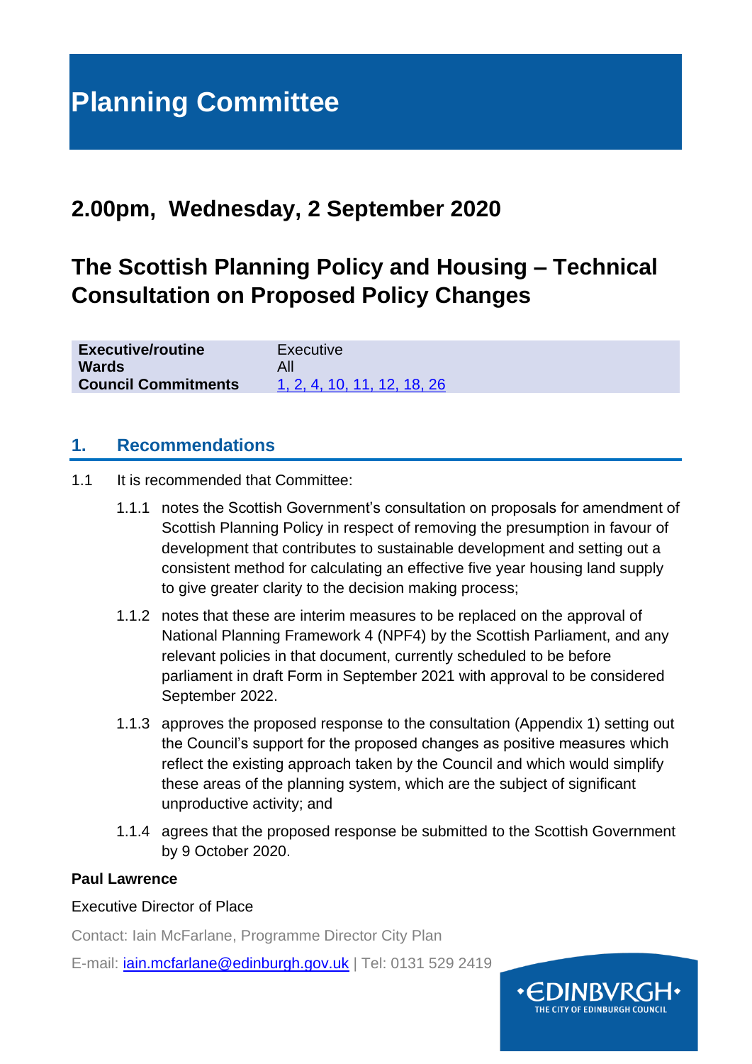# Planning Committee

## 2.00pm, Wednesday, 2 September 2020

## The Scottish Planning Policy and Housing – Technical Consultation on Proposed Policy Changes

| | |
|---|---|
| **Executive/routine** | Executive |
| **Wards** | All |
| **Council Commitments** | [1, 2, 4, 10, 11, 12, 18, 26] |

## 1. Recommendations

1.1 It is recommended that Committee:

1.1.1 notes the Scottish Government's consultation on proposals for amendment of Scottish Planning Policy in respect of removing the presumption in favour of development that contributes to sustainable development and setting out a consistent method for calculating an effective five year housing land supply to give greater clarity to the decision making process;

1.1.2 notes that these are interim measures to be replaced on the approval of National Planning Framework 4 (NPF4) by the Scottish Parliament, and any relevant policies in that document, currently scheduled to be before parliament in draft Form in September 2021 with approval to be considered September 2022.

1.1.3 approves the proposed response to the consultation (Appendix 1) setting out the Council's support for the proposed changes as positive measures which reflect the existing approach taken by the Council and which would simplify these areas of the planning system, which are the subject of significant unproductive activity; and

1.1.4 agrees that the proposed response be submitted to the Scottish Government by 9 October 2020.

**Paul Lawrence**

Executive Director of Place

Contact: Iain McFarlane, Programme Director City Plan

E-mail: iain.mcfarlane@edinburgh.gov.uk | Tel: 0131 529 2419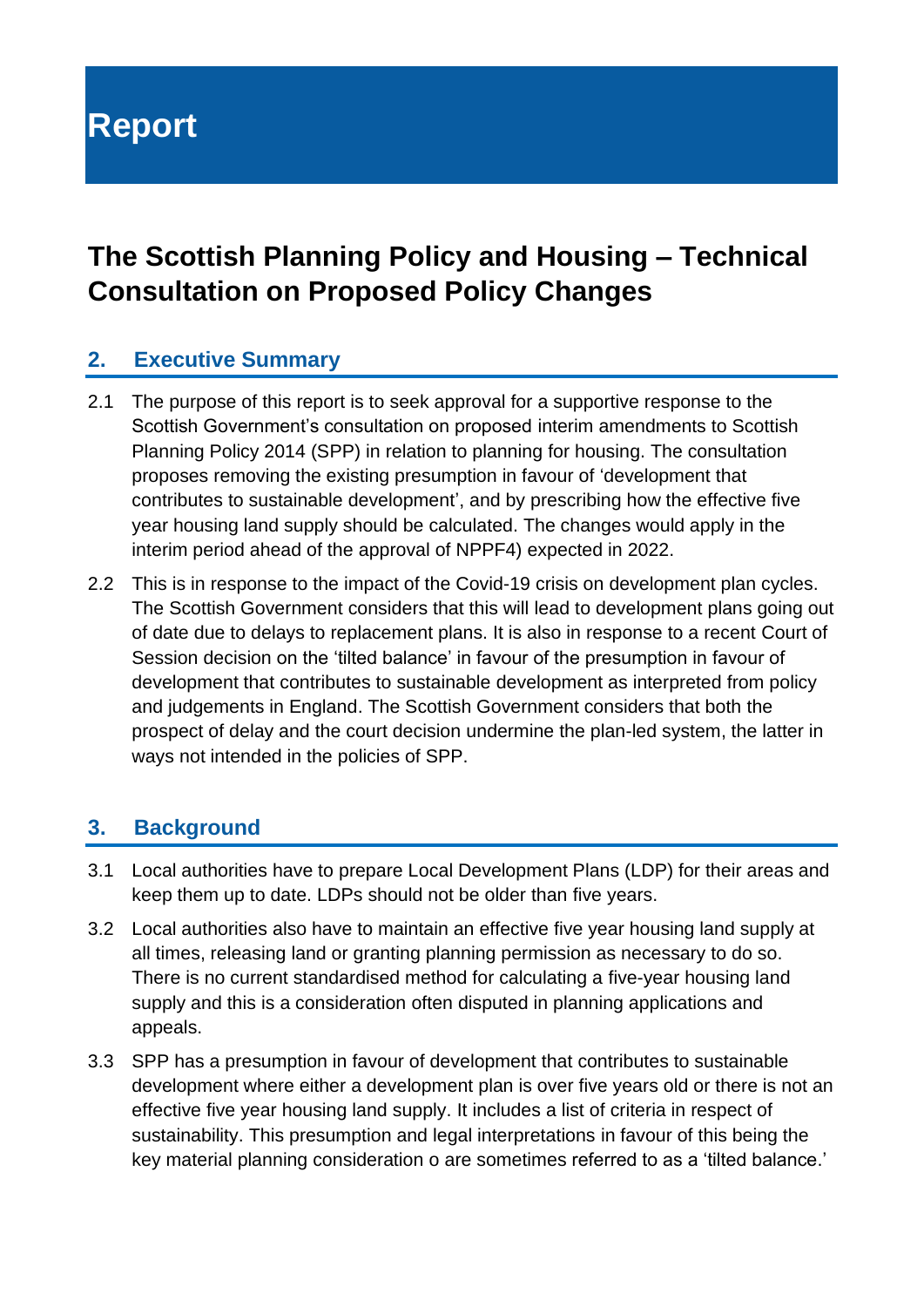**Report**

# The Scottish Planning Policy and Housing – Technical Consultation on Proposed Policy Changes

## 2. Executive Summary

2.1 The purpose of this report is to seek approval for a supportive response to the Scottish Government's consultation on proposed interim amendments to Scottish Planning Policy 2014 (SPP) in relation to planning for housing. The consultation proposes removing the existing presumption in favour of 'development that contributes to sustainable development', and by prescribing how the effective five year housing land supply should be calculated. The changes would apply in the interim period ahead of the approval of NPPF4) expected in 2022.

2.2 This is in response to the impact of the Covid-19 crisis on development plan cycles. The Scottish Government considers that this will lead to development plans going out of date due to delays to replacement plans. It is also in response to a recent Court of Session decision on the 'tilted balance' in favour of the presumption in favour of development that contributes to sustainable development as interpreted from policy and judgements in England. The Scottish Government considers that both the prospect of delay and the court decision undermine the plan-led system, the latter in ways not intended in the policies of SPP.

## 3. Background

3.1 Local authorities have to prepare Local Development Plans (LDP) for their areas and keep them up to date. LDPs should not be older than five years.

3.2 Local authorities also have to maintain an effective five year housing land supply at all times, releasing land or granting planning permission as necessary to do so. There is no current standardised method for calculating a five-year housing land supply and this is a consideration often disputed in planning applications and appeals.

3.3 SPP has a presumption in favour of development that contributes to sustainable development where either a development plan is over five years old or there is not an effective five year housing land supply. It includes a list of criteria in respect of sustainability. This presumption and legal interpretations in favour of this being the key material planning consideration o are sometimes referred to as a 'tilted balance.'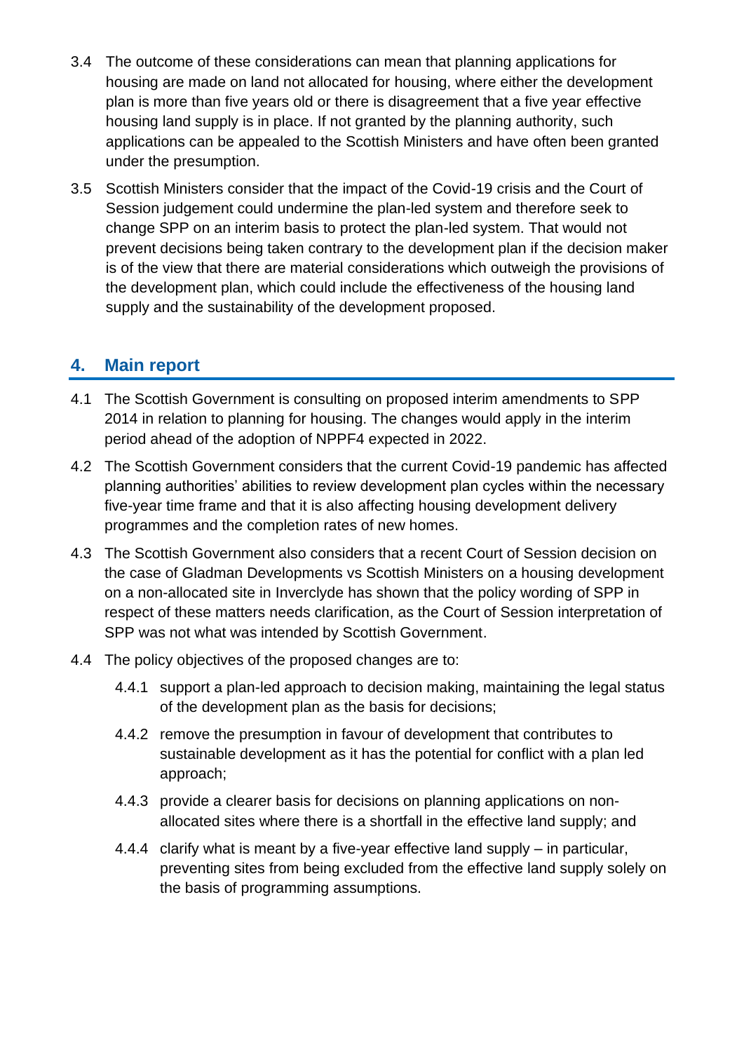3.4 The outcome of these considerations can mean that planning applications for housing are made on land not allocated for housing, where either the development plan is more than five years old or there is disagreement that a five year effective housing land supply is in place. If not granted by the planning authority, such applications can be appealed to the Scottish Ministers and have often been granted under the presumption.

3.5 Scottish Ministers consider that the impact of the Covid-19 crisis and the Court of Session judgement could undermine the plan-led system and therefore seek to change SPP on an interim basis to protect the plan-led system. That would not prevent decisions being taken contrary to the development plan if the decision maker is of the view that there are material considerations which outweigh the provisions of the development plan, which could include the effectiveness of the housing land supply and the sustainability of the development proposed.

## 4. Main report

4.1 The Scottish Government is consulting on proposed interim amendments to SPP 2014 in relation to planning for housing. The changes would apply in the interim period ahead of the adoption of NPPF4 expected in 2022.

4.2 The Scottish Government considers that the current Covid-19 pandemic has affected planning authorities' abilities to review development plan cycles within the necessary five-year time frame and that it is also affecting housing development delivery programmes and the completion rates of new homes.

4.3 The Scottish Government also considers that a recent Court of Session decision on the case of Gladman Developments vs Scottish Ministers on a housing development on a non-allocated site in Inverclyde has shown that the policy wording of SPP in respect of these matters needs clarification, as the Court of Session interpretation of SPP was not what was intended by Scottish Government.

4.4 The policy objectives of the proposed changes are to:

- 4.4.1 support a plan-led approach to decision making, maintaining the legal status of the development plan as the basis for decisions;
- 4.4.2 remove the presumption in favour of development that contributes to sustainable development as it has the potential for conflict with a plan led approach;
- 4.4.3 provide a clearer basis for decisions on planning applications on non-allocated sites where there is a shortfall in the effective land supply; and
- 4.4.4 clarify what is meant by a five-year effective land supply – in particular, preventing sites from being excluded from the effective land supply solely on the basis of programming assumptions.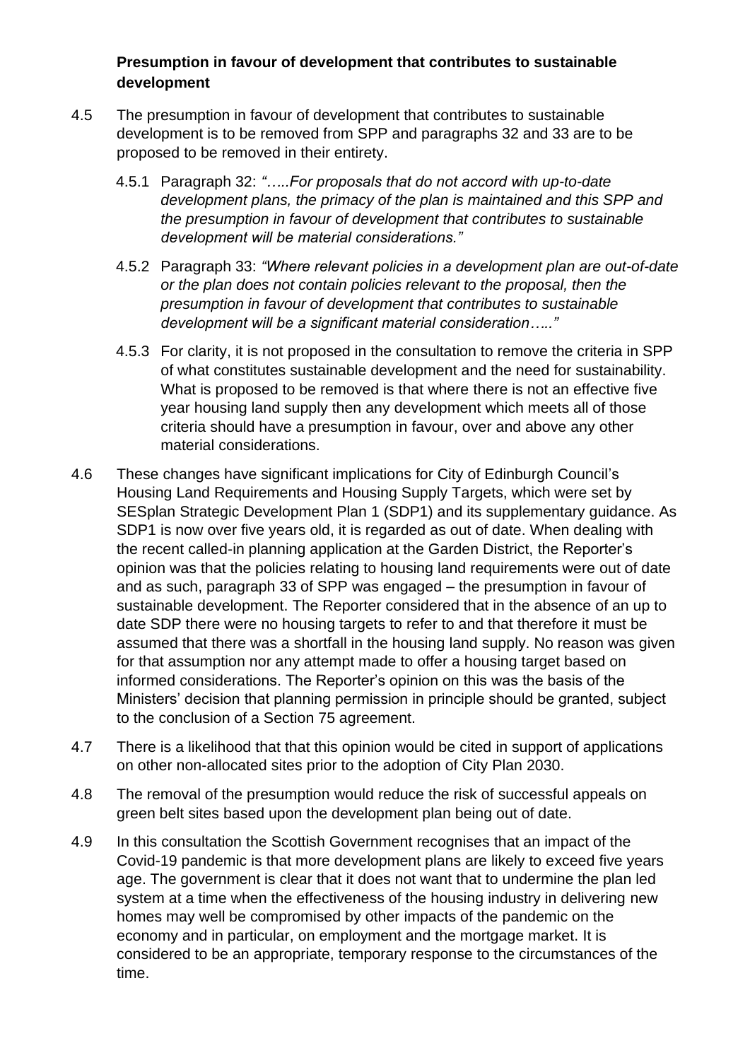**Presumption in favour of development that contributes to sustainable development**

4.5 The presumption in favour of development that contributes to sustainable development is to be removed from SPP and paragraphs 32 and 33 are to be proposed to be removed in their entirety.

4.5.1 Paragraph 32: *"…..For proposals that do not accord with up-to-date development plans, the primacy of the plan is maintained and this SPP and the presumption in favour of development that contributes to sustainable development will be material considerations."*

4.5.2 Paragraph 33: *"Where relevant policies in a development plan are out-of-date or the plan does not contain policies relevant to the proposal, then the presumption in favour of development that contributes to sustainable development will be a significant material consideration….."*

4.5.3 For clarity, it is not proposed in the consultation to remove the criteria in SPP of what constitutes sustainable development and the need for sustainability. What is proposed to be removed is that where there is not an effective five year housing land supply then any development which meets all of those criteria should have a presumption in favour, over and above any other material considerations.

4.6 These changes have significant implications for City of Edinburgh Council's Housing Land Requirements and Housing Supply Targets, which were set by SESplan Strategic Development Plan 1 (SDP1) and its supplementary guidance. As SDP1 is now over five years old, it is regarded as out of date. When dealing with the recent called-in planning application at the Garden District, the Reporter's opinion was that the policies relating to housing land requirements were out of date and as such, paragraph 33 of SPP was engaged – the presumption in favour of sustainable development. The Reporter considered that in the absence of an up to date SDP there were no housing targets to refer to and that therefore it must be assumed that there was a shortfall in the housing land supply. No reason was given for that assumption nor any attempt made to offer a housing target based on informed considerations. The Reporter's opinion on this was the basis of the Ministers' decision that planning permission in principle should be granted, subject to the conclusion of a Section 75 agreement.

4.7 There is a likelihood that that this opinion would be cited in support of applications on other non-allocated sites prior to the adoption of City Plan 2030.

4.8 The removal of the presumption would reduce the risk of successful appeals on green belt sites based upon the development plan being out of date.

4.9 In this consultation the Scottish Government recognises that an impact of the Covid-19 pandemic is that more development plans are likely to exceed five years age. The government is clear that it does not want that to undermine the plan led system at a time when the effectiveness of the housing industry in delivering new homes may well be compromised by other impacts of the pandemic on the economy and in particular, on employment and the mortgage market. It is considered to be an appropriate, temporary response to the circumstances of the time.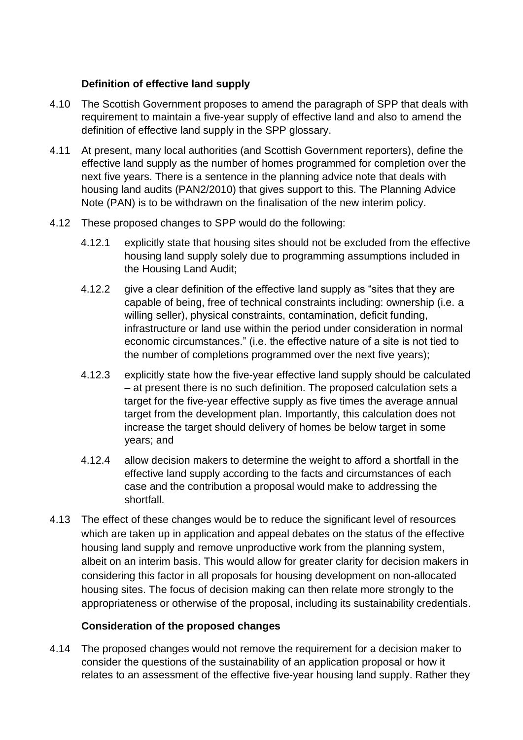### Definition of effective land supply

4.10 The Scottish Government proposes to amend the paragraph of SPP that deals with requirement to maintain a five-year supply of effective land and also to amend the definition of effective land supply in the SPP glossary.

4.11 At present, many local authorities (and Scottish Government reporters), define the effective land supply as the number of homes programmed for completion over the next five years. There is a sentence in the planning advice note that deals with housing land audits (PAN2/2010) that gives support to this. The Planning Advice Note (PAN) is to be withdrawn on the finalisation of the new interim policy.

4.12 These proposed changes to SPP would do the following:

4.12.1 explicitly state that housing sites should not be excluded from the effective housing land supply solely due to programming assumptions included in the Housing Land Audit;

4.12.2 give a clear definition of the effective land supply as "sites that they are capable of being, free of technical constraints including: ownership (i.e. a willing seller), physical constraints, contamination, deficit funding, infrastructure or land use within the period under consideration in normal economic circumstances." (i.e. the effective nature of a site is not tied to the number of completions programmed over the next five years);

4.12.3 explicitly state how the five-year effective land supply should be calculated – at present there is no such definition. The proposed calculation sets a target for the five-year effective supply as five times the average annual target from the development plan. Importantly, this calculation does not increase the target should delivery of homes be below target in some years; and

4.12.4 allow decision makers to determine the weight to afford a shortfall in the effective land supply according to the facts and circumstances of each case and the contribution a proposal would make to addressing the shortfall.

4.13 The effect of these changes would be to reduce the significant level of resources which are taken up in application and appeal debates on the status of the effective housing land supply and remove unproductive work from the planning system, albeit on an interim basis. This would allow for greater clarity for decision makers in considering this factor in all proposals for housing development on non-allocated housing sites. The focus of decision making can then relate more strongly to the appropriateness or otherwise of the proposal, including its sustainability credentials.

### Consideration of the proposed changes

4.14 The proposed changes would not remove the requirement for a decision maker to consider the questions of the sustainability of an application proposal or how it relates to an assessment of the effective five-year housing land supply. Rather they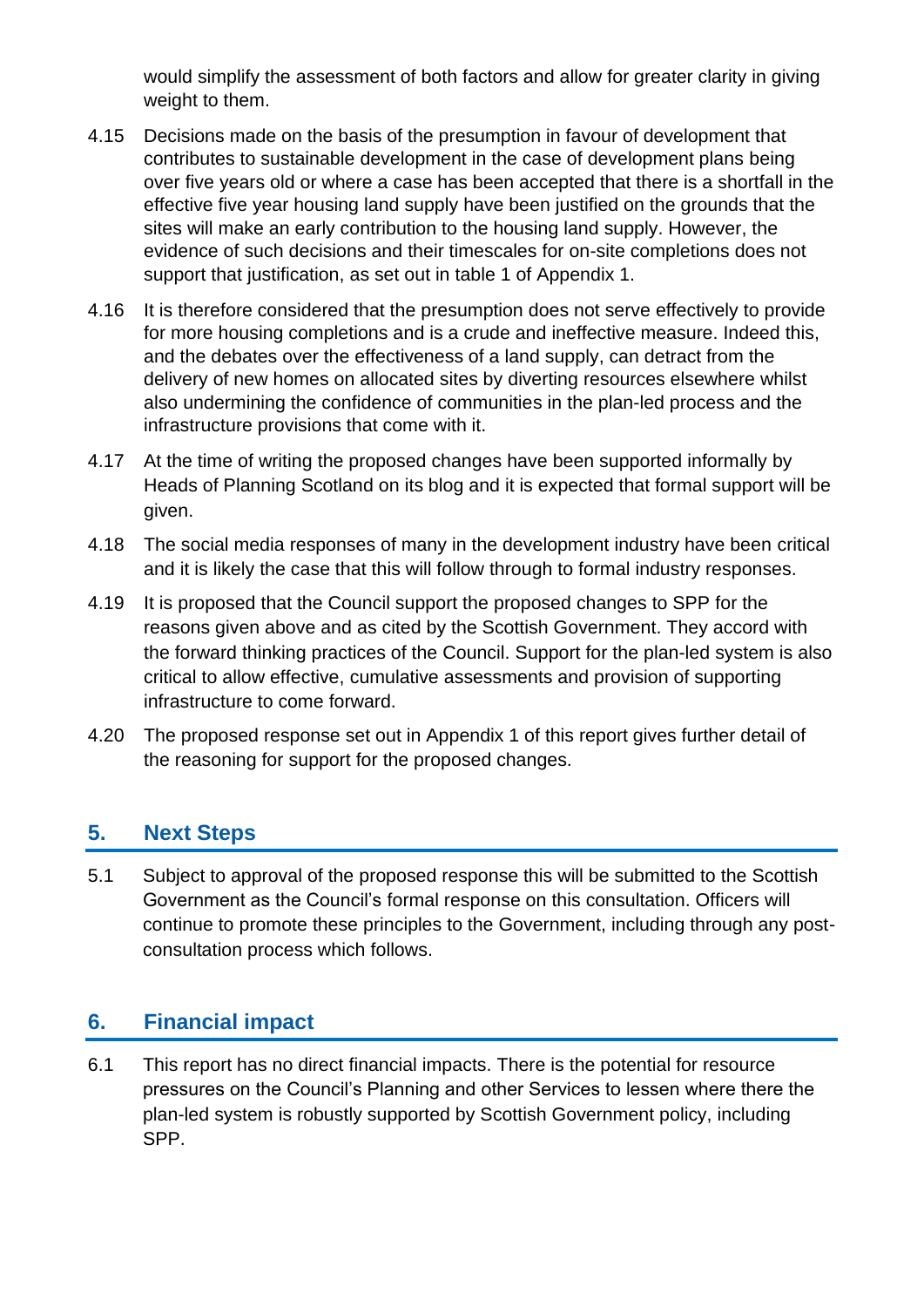would simplify the assessment of both factors and allow for greater clarity in giving weight to them.

4.15 Decisions made on the basis of the presumption in favour of development that contributes to sustainable development in the case of development plans being over five years old or where a case has been accepted that there is a shortfall in the effective five year housing land supply have been justified on the grounds that the sites will make an early contribution to the housing land supply. However, the evidence of such decisions and their timescales for on-site completions does not support that justification, as set out in table 1 of Appendix 1.

4.16 It is therefore considered that the presumption does not serve effectively to provide for more housing completions and is a crude and ineffective measure. Indeed this, and the debates over the effectiveness of a land supply, can detract from the delivery of new homes on allocated sites by diverting resources elsewhere whilst also undermining the confidence of communities in the plan-led process and the infrastructure provisions that come with it.

4.17 At the time of writing the proposed changes have been supported informally by Heads of Planning Scotland on its blog and it is expected that formal support will be given.

4.18 The social media responses of many in the development industry have been critical and it is likely the case that this will follow through to formal industry responses.

4.19 It is proposed that the Council support the proposed changes to SPP for the reasons given above and as cited by the Scottish Government. They accord with the forward thinking practices of the Council. Support for the plan-led system is also critical to allow effective, cumulative assessments and provision of supporting infrastructure to come forward.

4.20 The proposed response set out in Appendix 1 of this report gives further detail of the reasoning for support for the proposed changes.

## 5. Next Steps

5.1 Subject to approval of the proposed response this will be submitted to the Scottish Government as the Council's formal response on this consultation. Officers will continue to promote these principles to the Government, including through any post-consultation process which follows.

## 6. Financial impact

6.1 This report has no direct financial impacts. There is the potential for resource pressures on the Council's Planning and other Services to lessen where there the plan-led system is robustly supported by Scottish Government policy, including SPP.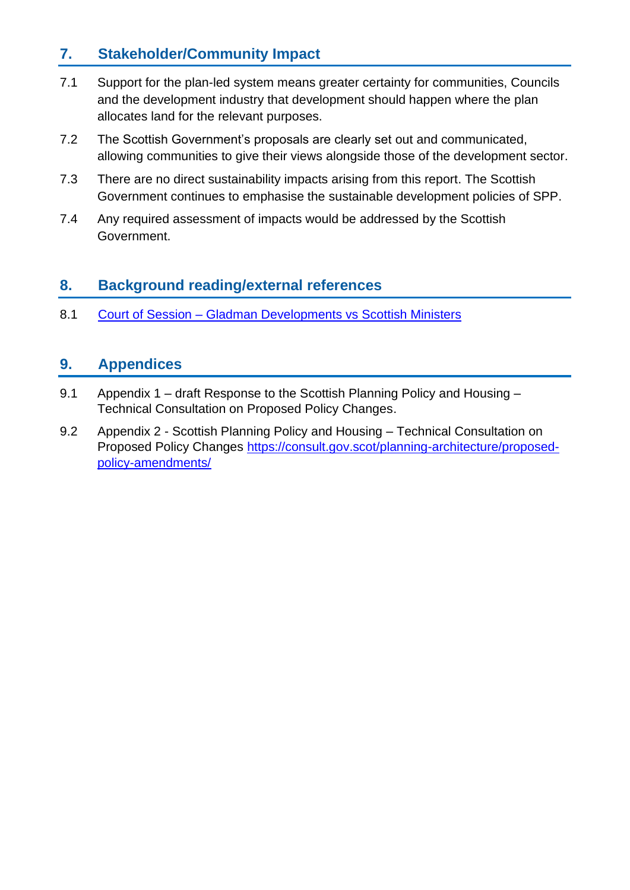## 7. Stakeholder/Community Impact

7.1 Support for the plan-led system means greater certainty for communities, Councils and the development industry that development should happen where the plan allocates land for the relevant purposes.

7.2 The Scottish Government's proposals are clearly set out and communicated, allowing communities to give their views alongside those of the development sector.

7.3 There are no direct sustainability impacts arising from this report. The Scottish Government continues to emphasise the sustainable development policies of SPP.

7.4 Any required assessment of impacts would be addressed by the Scottish Government.

## 8. Background reading/external references

8.1 [Court of Session – Gladman Developments vs Scottish Ministers]()

## 9. Appendices

9.1 Appendix 1 – draft Response to the Scottish Planning Policy and Housing – Technical Consultation on Proposed Policy Changes.

9.2 Appendix 2 - Scottish Planning Policy and Housing – Technical Consultation on Proposed Policy Changes [https://consult.gov.scot/planning-architecture/proposed-policy-amendments/](https://consult.gov.scot/planning-architecture/proposed-policy-amendments/)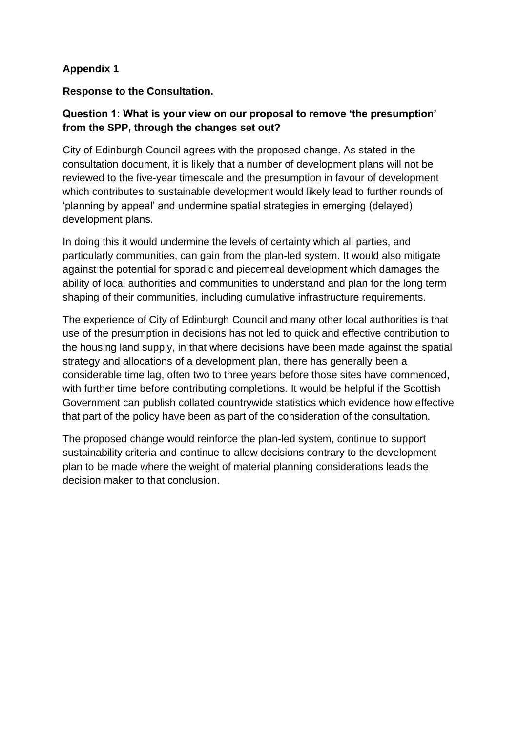**Appendix 1**

**Response to the Consultation.**

**Question 1: What is your view on our proposal to remove 'the presumption' from the SPP, through the changes set out?**

City of Edinburgh Council agrees with the proposed change. As stated in the consultation document, it is likely that a number of development plans will not be reviewed to the five-year timescale and the presumption in favour of development which contributes to sustainable development would likely lead to further rounds of 'planning by appeal' and undermine spatial strategies in emerging (delayed) development plans.

In doing this it would undermine the levels of certainty which all parties, and particularly communities, can gain from the plan-led system. It would also mitigate against the potential for sporadic and piecemeal development which damages the ability of local authorities and communities to understand and plan for the long term shaping of their communities, including cumulative infrastructure requirements.

The experience of City of Edinburgh Council and many other local authorities is that use of the presumption in decisions has not led to quick and effective contribution to the housing land supply, in that where decisions have been made against the spatial strategy and allocations of a development plan, there has generally been a considerable time lag, often two to three years before those sites have commenced, with further time before contributing completions. It would be helpful if the Scottish Government can publish collated countrywide statistics which evidence how effective that part of the policy have been as part of the consideration of the consultation.

The proposed change would reinforce the plan-led system, continue to support sustainability criteria and continue to allow decisions contrary to the development plan to be made where the weight of material planning considerations leads the decision maker to that conclusion.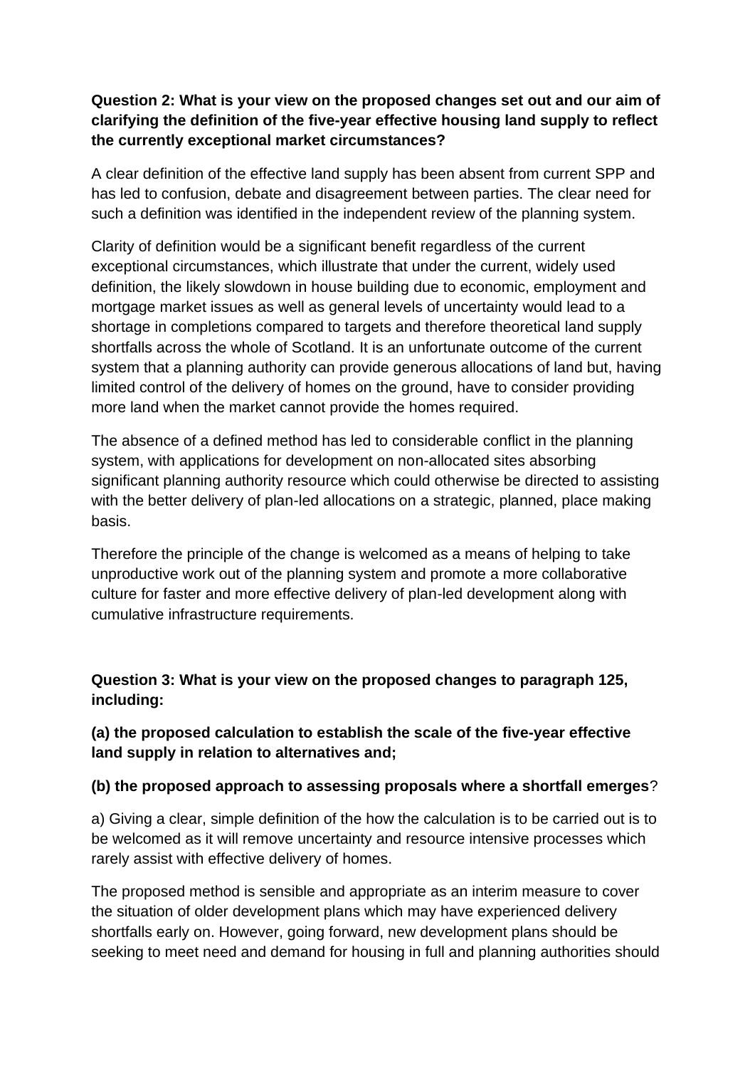**Question 2: What is your view on the proposed changes set out and our aim of clarifying the definition of the five-year effective housing land supply to reflect the currently exceptional market circumstances?**

A clear definition of the effective land supply has been absent from current SPP and has led to confusion, debate and disagreement between parties. The clear need for such a definition was identified in the independent review of the planning system.

Clarity of definition would be a significant benefit regardless of the current exceptional circumstances, which illustrate that under the current, widely used definition, the likely slowdown in house building due to economic, employment and mortgage market issues as well as general levels of uncertainty would lead to a shortage in completions compared to targets and therefore theoretical land supply shortfalls across the whole of Scotland. It is an unfortunate outcome of the current system that a planning authority can provide generous allocations of land but, having limited control of the delivery of homes on the ground, have to consider providing more land when the market cannot provide the homes required.

The absence of a defined method has led to considerable conflict in the planning system, with applications for development on non-allocated sites absorbing significant planning authority resource which could otherwise be directed to assisting with the better delivery of plan-led allocations on a strategic, planned, place making basis.

Therefore the principle of the change is welcomed as a means of helping to take unproductive work out of the planning system and promote a more collaborative culture for faster and more effective delivery of plan-led development along with cumulative infrastructure requirements.

**Question 3: What is your view on the proposed changes to paragraph 125, including:**

**(a) the proposed calculation to establish the scale of the five-year effective land supply in relation to alternatives and;**

**(b) the proposed approach to assessing proposals where a shortfall emerges**?

a) Giving a clear, simple definition of the how the calculation is to be carried out is to be welcomed as it will remove uncertainty and resource intensive processes which rarely assist with effective delivery of homes.

The proposed method is sensible and appropriate as an interim measure to cover the situation of older development plans which may have experienced delivery shortfalls early on. However, going forward, new development plans should be seeking to meet need and demand for housing in full and planning authorities should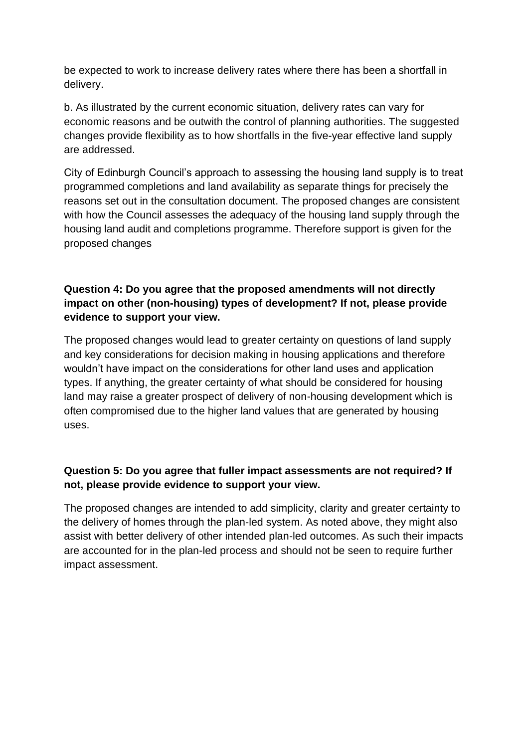be expected to work to increase delivery rates where there has been a shortfall in delivery.

b. As illustrated by the current economic situation, delivery rates can vary for economic reasons and be outwith the control of planning authorities. The suggested changes provide flexibility as to how shortfalls in the five-year effective land supply are addressed.

City of Edinburgh Council's approach to assessing the housing land supply is to treat programmed completions and land availability as separate things for precisely the reasons set out in the consultation document. The proposed changes are consistent with how the Council assesses the adequacy of the housing land supply through the housing land audit and completions programme. Therefore support is given for the proposed changes

**Question 4: Do you agree that the proposed amendments will not directly impact on other (non-housing) types of development? If not, please provide evidence to support your view.**

The proposed changes would lead to greater certainty on questions of land supply and key considerations for decision making in housing applications and therefore wouldn't have impact on the considerations for other land uses and application types. If anything, the greater certainty of what should be considered for housing land may raise a greater prospect of delivery of non-housing development which is often compromised due to the higher land values that are generated by housing uses.

**Question 5: Do you agree that fuller impact assessments are not required? If not, please provide evidence to support your view.**

The proposed changes are intended to add simplicity, clarity and greater certainty to the delivery of homes through the plan-led system. As noted above, they might also assist with better delivery of other intended plan-led outcomes. As such their impacts are accounted for in the plan-led process and should not be seen to require further impact assessment.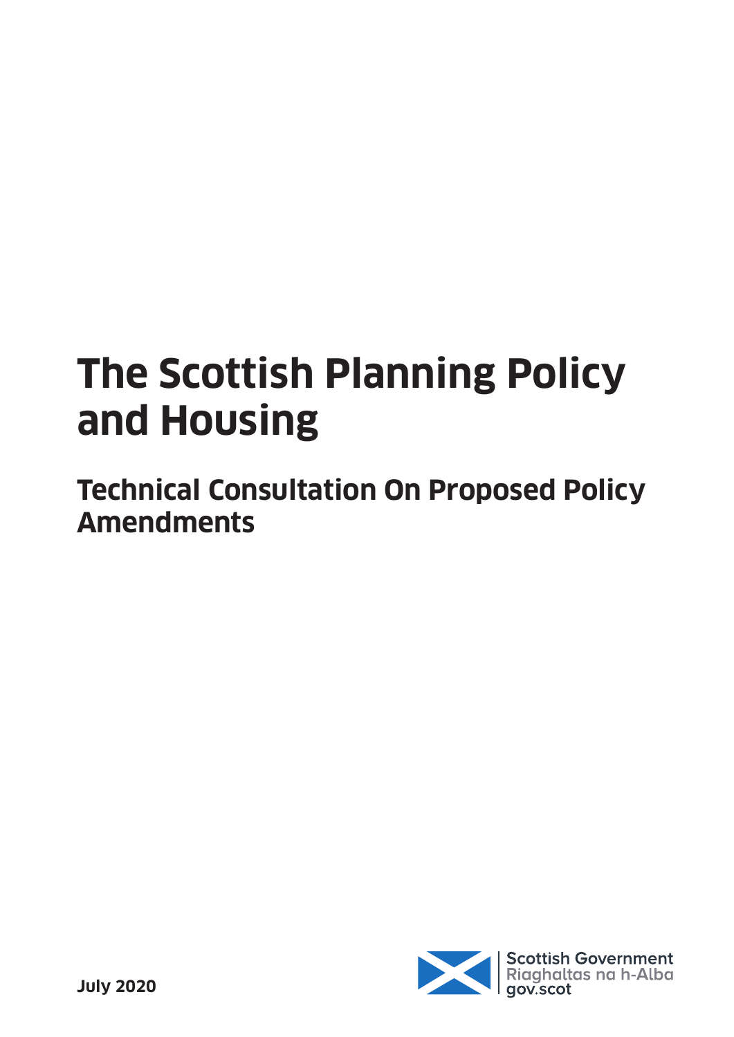# The Scottish Planning Policy and Housing

## Technical Consultation On Proposed Policy Amendments

Scottish Government
Riaghaltas na h-Alba
gov.scot

**July 2020**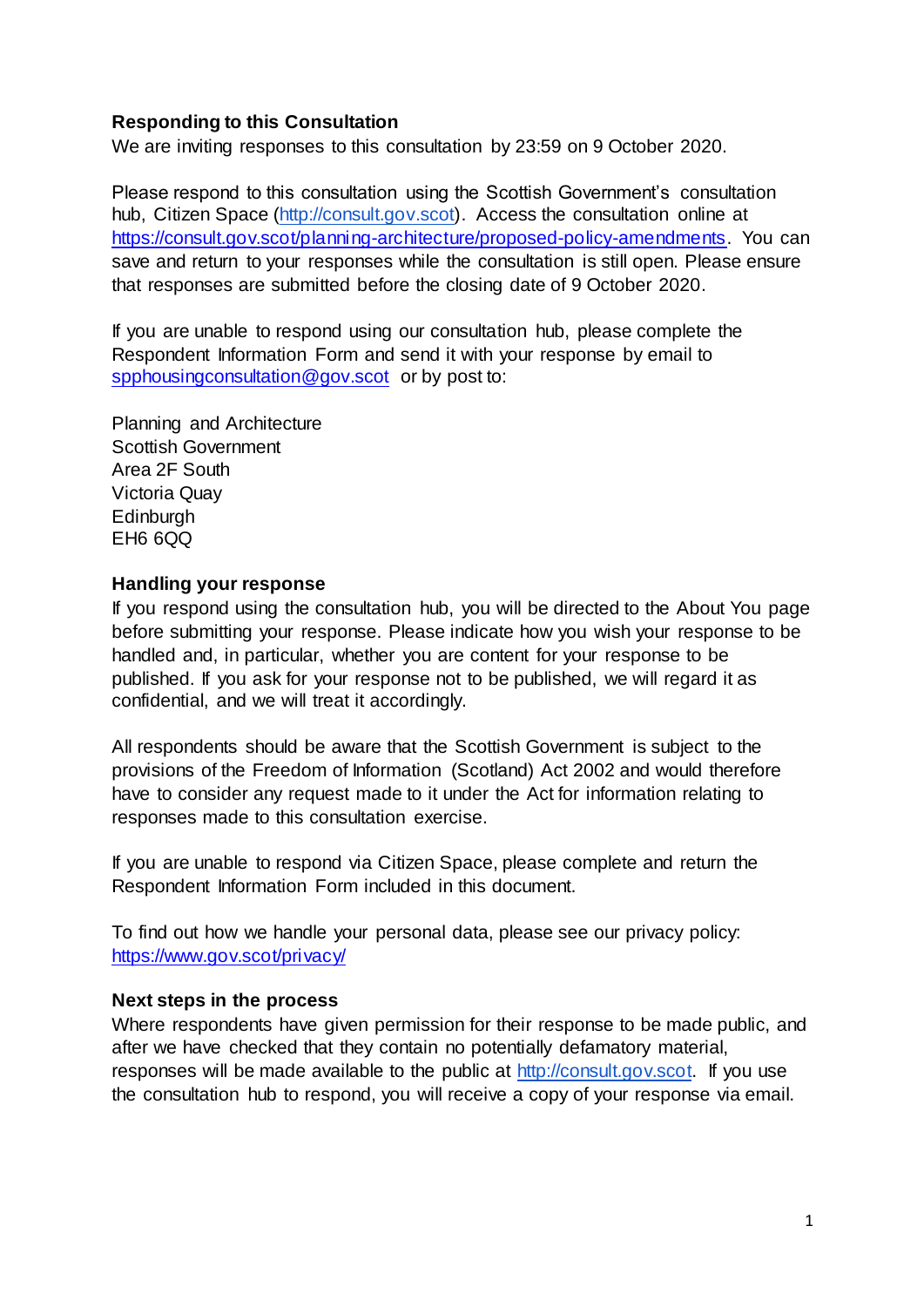**Responding to this Consultation**

We are inviting responses to this consultation by 23:59 on 9 October 2020.

Please respond to this consultation using the Scottish Government's consultation hub, Citizen Space (http://consult.gov.scot). Access the consultation online at https://consult.gov.scot/planning-architecture/proposed-policy-amendments. You can save and return to your responses while the consultation is still open. Please ensure that responses are submitted before the closing date of 9 October 2020.

If you are unable to respond using our consultation hub, please complete the Respondent Information Form and send it with your response by email to spphousingconsultation@gov.scot or by post to:

Planning and Architecture
Scottish Government
Area 2F South
Victoria Quay
Edinburgh
EH6 6QQ

**Handling your response**

If you respond using the consultation hub, you will be directed to the About You page before submitting your response. Please indicate how you wish your response to be handled and, in particular, whether you are content for your response to be published. If you ask for your response not to be published, we will regard it as confidential, and we will treat it accordingly.

All respondents should be aware that the Scottish Government is subject to the provisions of the Freedom of Information (Scotland) Act 2002 and would therefore have to consider any request made to it under the Act for information relating to responses made to this consultation exercise.

If you are unable to respond via Citizen Space, please complete and return the Respondent Information Form included in this document.

To find out how we handle your personal data, please see our privacy policy: https://www.gov.scot/privacy/

**Next steps in the process**

Where respondents have given permission for their response to be made public, and after we have checked that they contain no potentially defamatory material, responses will be made available to the public at http://consult.gov.scot. If you use the consultation hub to respond, you will receive a copy of your response via email.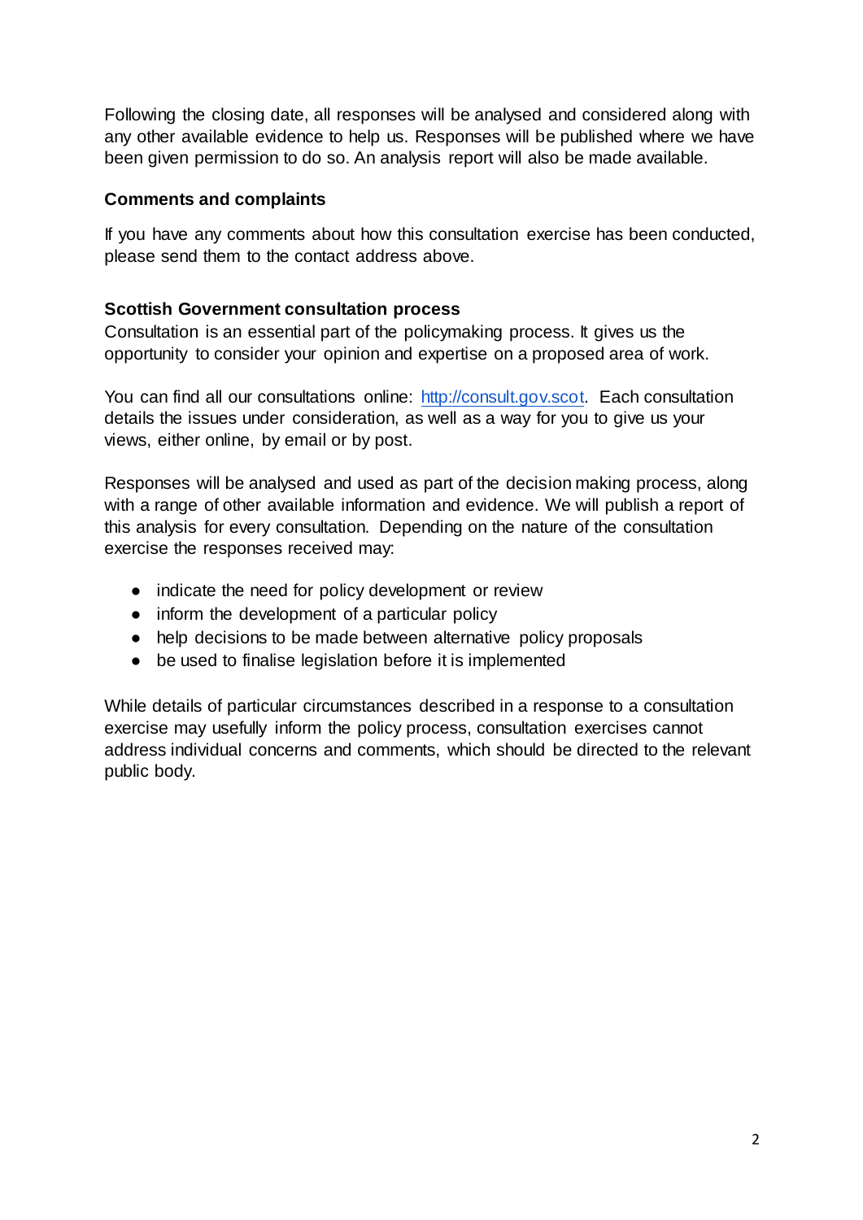Following the closing date, all responses will be analysed and considered along with any other available evidence to help us. Responses will be published where we have been given permission to do so. An analysis report will also be made available.

**Comments and complaints**

If you have any comments about how this consultation exercise has been conducted, please send them to the contact address above.

**Scottish Government consultation process**

Consultation is an essential part of the policymaking process. It gives us the opportunity to consider your opinion and expertise on a proposed area of work.

You can find all our consultations online: http://consult.gov.scot. Each consultation details the issues under consideration, as well as a way for you to give us your views, either online, by email or by post.

Responses will be analysed and used as part of the decision making process, along with a range of other available information and evidence. We will publish a report of this analysis for every consultation. Depending on the nature of the consultation exercise the responses received may:

- indicate the need for policy development or review
- inform the development of a particular policy
- help decisions to be made between alternative policy proposals
- be used to finalise legislation before it is implemented

While details of particular circumstances described in a response to a consultation exercise may usefully inform the policy process, consultation exercises cannot address individual concerns and comments, which should be directed to the relevant public body.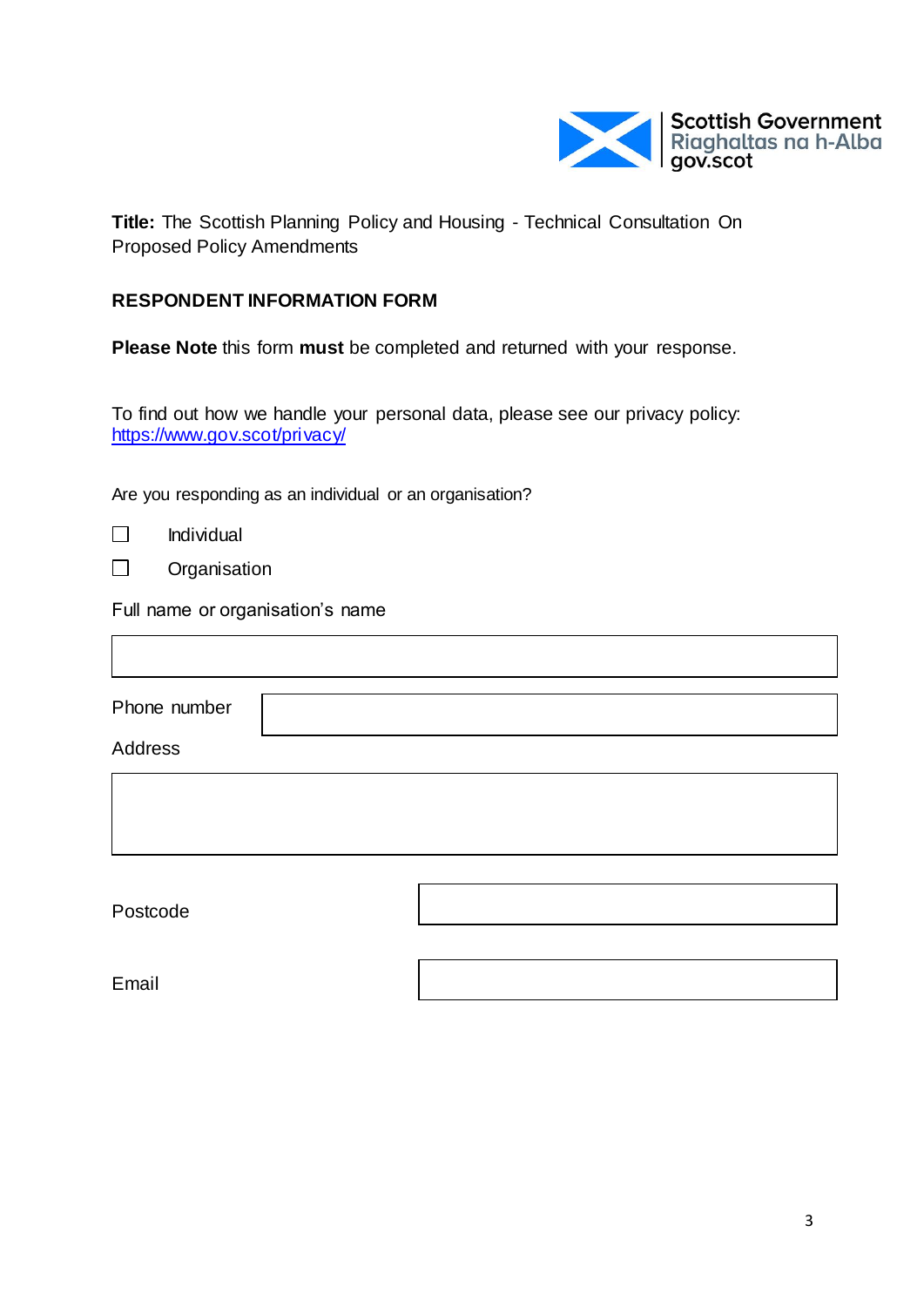Scottish Government
Riaghaltas na h-Alba
gov.scot

**Title:** The Scottish Planning Policy and Housing - Technical Consultation On Proposed Policy Amendments

**RESPONDENT INFORMATION FORM**

**Please Note** this form **must** be completed and returned with your response.

To find out how we handle your personal data, please see our privacy policy: https://www.gov.scot/privacy/

Are you responding as an individual or an organisation?

☐ Individual

☐ Organisation

Full name or organisation's name

| |
|---|

| Phone number | |
|---|---|

Address

| |
|---|

| Postcode | |
|---|---|

| Email | |
|---|---|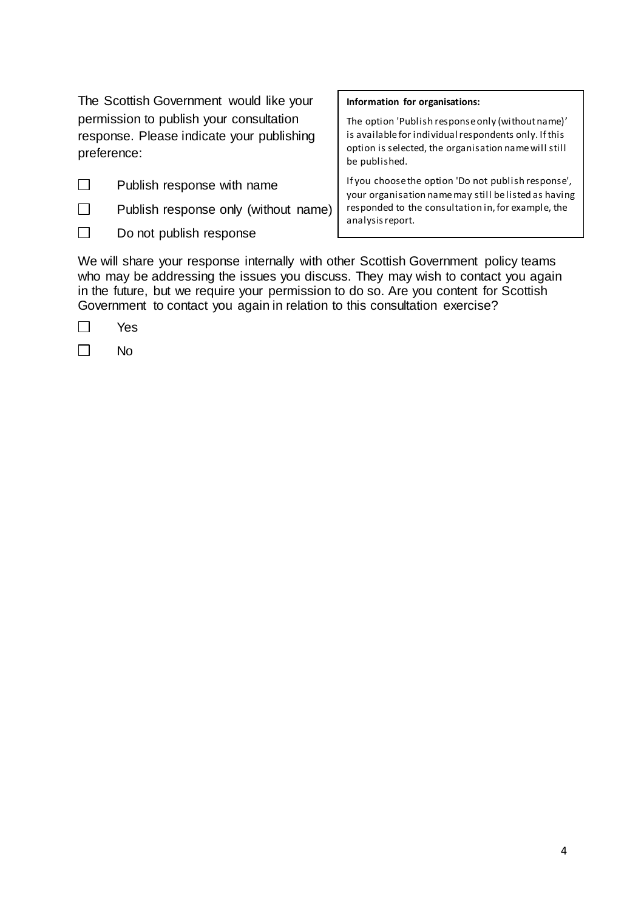The Scottish Government would like your permission to publish your consultation response. Please indicate your publishing preference:

☐ Publish response with name

☐ Publish response only (without name)

☐ Do not publish response

**Information for organisations:**

The option 'Publish response only (without name)' is available for individual respondents only. If this option is selected, the organisation name will still be published.

If you choose the option 'Do not publish response', your organisation name may still be listed as having responded to the consultation in, for example, the analysis report.

We will share your response internally with other Scottish Government policy teams who may be addressing the issues you discuss. They may wish to contact you again in the future, but we require your permission to do so. Are you content for Scottish Government to contact you again in relation to this consultation exercise?

☐ Yes

☐ No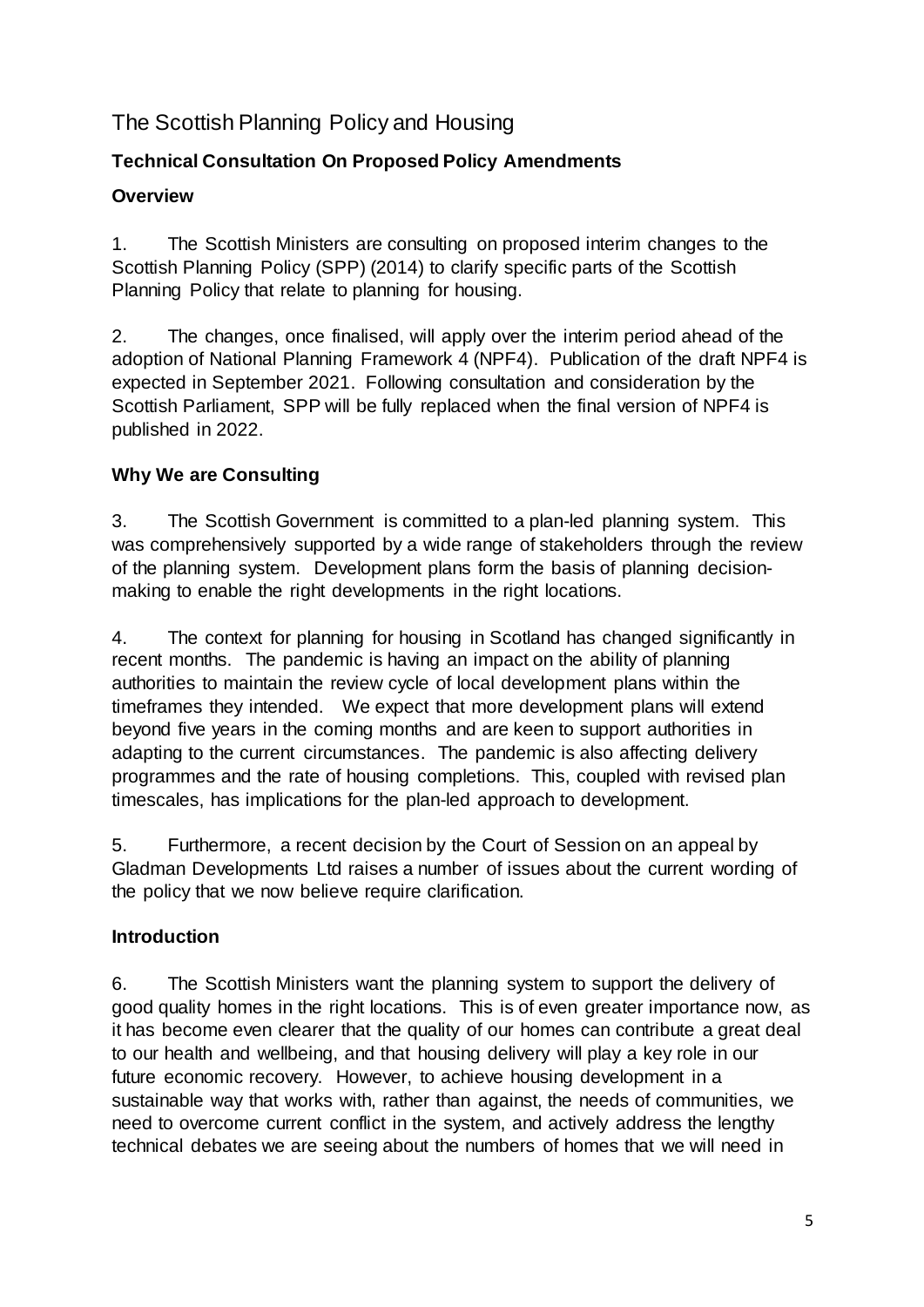# The Scottish Planning Policy and Housing

### Technical Consultation On Proposed Policy Amendments

### Overview

1. The Scottish Ministers are consulting on proposed interim changes to the Scottish Planning Policy (SPP) (2014) to clarify specific parts of the Scottish Planning Policy that relate to planning for housing.

2. The changes, once finalised, will apply over the interim period ahead of the adoption of National Planning Framework 4 (NPF4). Publication of the draft NPF4 is expected in September 2021. Following consultation and consideration by the Scottish Parliament, SPP will be fully replaced when the final version of NPF4 is published in 2022.

### Why We are Consulting

3. The Scottish Government is committed to a plan-led planning system. This was comprehensively supported by a wide range of stakeholders through the review of the planning system. Development plans form the basis of planning decision-making to enable the right developments in the right locations.

4. The context for planning for housing in Scotland has changed significantly in recent months. The pandemic is having an impact on the ability of planning authorities to maintain the review cycle of local development plans within the timeframes they intended. We expect that more development plans will extend beyond five years in the coming months and are keen to support authorities in adapting to the current circumstances. The pandemic is also affecting delivery programmes and the rate of housing completions. This, coupled with revised plan timescales, has implications for the plan-led approach to development.

5. Furthermore, a recent decision by the Court of Session on an appeal by Gladman Developments Ltd raises a number of issues about the current wording of the policy that we now believe require clarification.

### Introduction

6. The Scottish Ministers want the planning system to support the delivery of good quality homes in the right locations. This is of even greater importance now, as it has become even clearer that the quality of our homes can contribute a great deal to our health and wellbeing, and that housing delivery will play a key role in our future economic recovery. However, to achieve housing development in a sustainable way that works with, rather than against, the needs of communities, we need to overcome current conflict in the system, and actively address the lengthy technical debates we are seeing about the numbers of homes that we will need in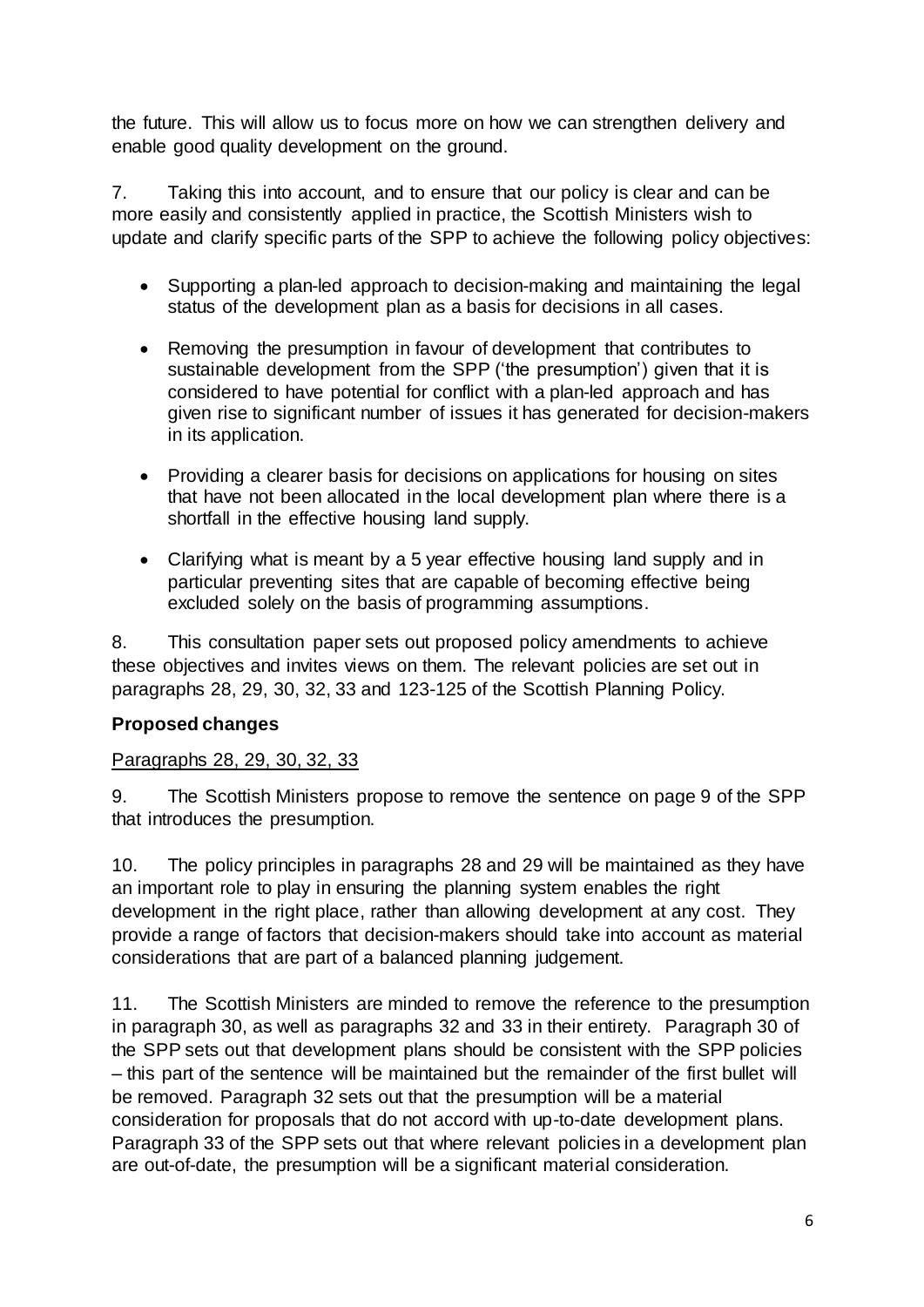the future. This will allow us to focus more on how we can strengthen delivery and enable good quality development on the ground.

7. Taking this into account, and to ensure that our policy is clear and can be more easily and consistently applied in practice, the Scottish Ministers wish to update and clarify specific parts of the SPP to achieve the following policy objectives:

- Supporting a plan-led approach to decision-making and maintaining the legal status of the development plan as a basis for decisions in all cases.
- Removing the presumption in favour of development that contributes to sustainable development from the SPP ('the presumption') given that it is considered to have potential for conflict with a plan-led approach and has given rise to significant number of issues it has generated for decision-makers in its application.
- Providing a clearer basis for decisions on applications for housing on sites that have not been allocated in the local development plan where there is a shortfall in the effective housing land supply.
- Clarifying what is meant by a 5 year effective housing land supply and in particular preventing sites that are capable of becoming effective being excluded solely on the basis of programming assumptions.

8. This consultation paper sets out proposed policy amendments to achieve these objectives and invites views on them. The relevant policies are set out in paragraphs 28, 29, 30, 32, 33 and 123-125 of the Scottish Planning Policy.

## Proposed changes

Paragraphs 28, 29, 30, 32, 33

9. The Scottish Ministers propose to remove the sentence on page 9 of the SPP that introduces the presumption.

10. The policy principles in paragraphs 28 and 29 will be maintained as they have an important role to play in ensuring the planning system enables the right development in the right place, rather than allowing development at any cost. They provide a range of factors that decision-makers should take into account as material considerations that are part of a balanced planning judgement.

11. The Scottish Ministers are minded to remove the reference to the presumption in paragraph 30, as well as paragraphs 32 and 33 in their entirety. Paragraph 30 of the SPP sets out that development plans should be consistent with the SPP policies – this part of the sentence will be maintained but the remainder of the first bullet will be removed. Paragraph 32 sets out that the presumption will be a material consideration for proposals that do not accord with up-to-date development plans. Paragraph 33 of the SPP sets out that where relevant policies in a development plan are out-of-date, the presumption will be a significant material consideration.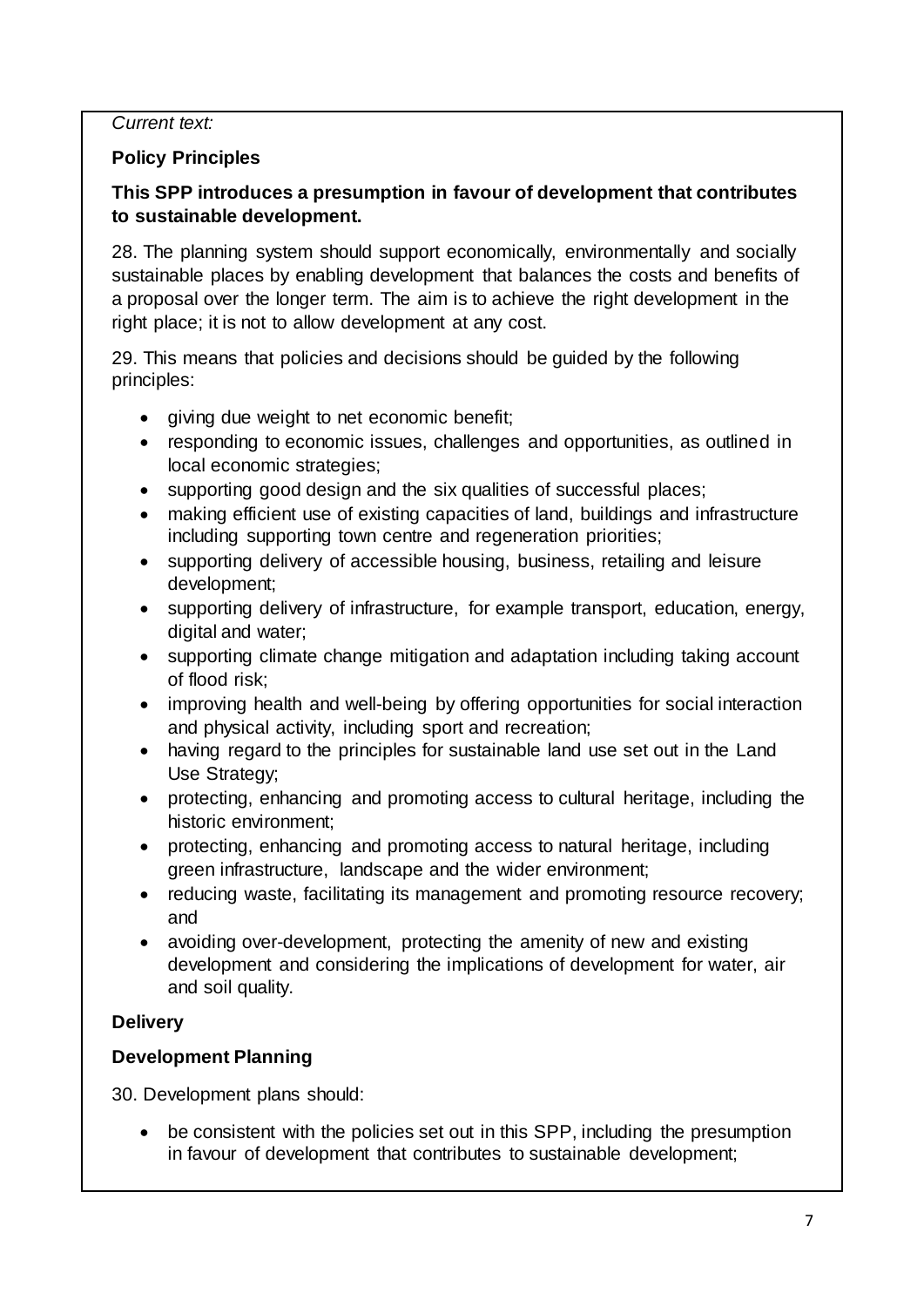*Current text:*

**Policy Principles**

**This SPP introduces a presumption in favour of development that contributes to sustainable development.**

28. The planning system should support economically, environmentally and socially sustainable places by enabling development that balances the costs and benefits of a proposal over the longer term. The aim is to achieve the right development in the right place; it is not to allow development at any cost.

29. This means that policies and decisions should be guided by the following principles:

- giving due weight to net economic benefit;
- responding to economic issues, challenges and opportunities, as outlined in local economic strategies;
- supporting good design and the six qualities of successful places;
- making efficient use of existing capacities of land, buildings and infrastructure including supporting town centre and regeneration priorities;
- supporting delivery of accessible housing, business, retailing and leisure development;
- supporting delivery of infrastructure, for example transport, education, energy, digital and water;
- supporting climate change mitigation and adaptation including taking account of flood risk;
- improving health and well-being by offering opportunities for social interaction and physical activity, including sport and recreation;
- having regard to the principles for sustainable land use set out in the Land Use Strategy;
- protecting, enhancing and promoting access to cultural heritage, including the historic environment;
- protecting, enhancing and promoting access to natural heritage, including green infrastructure, landscape and the wider environment;
- reducing waste, facilitating its management and promoting resource recovery; and
- avoiding over-development, protecting the amenity of new and existing development and considering the implications of development for water, air and soil quality.

**Delivery**

**Development Planning**

30. Development plans should:

- be consistent with the policies set out in this SPP, including the presumption in favour of development that contributes to sustainable development;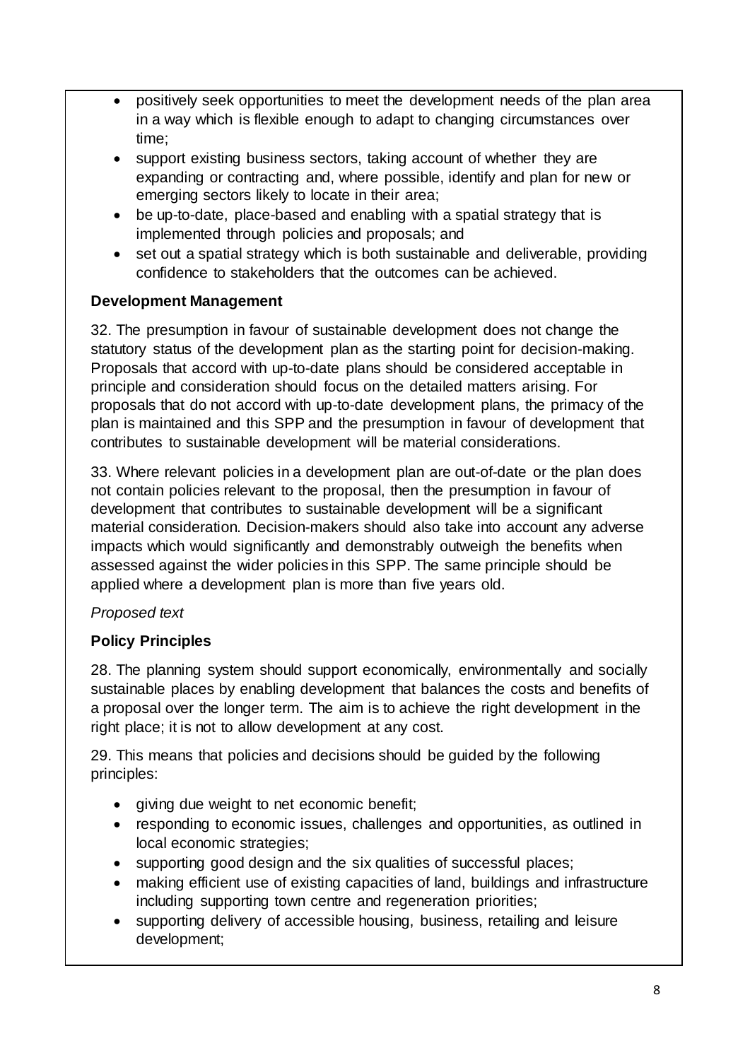- positively seek opportunities to meet the development needs of the plan area in a way which is flexible enough to adapt to changing circumstances over time;
- support existing business sectors, taking account of whether they are expanding or contracting and, where possible, identify and plan for new or emerging sectors likely to locate in their area;
- be up-to-date, place-based and enabling with a spatial strategy that is implemented through policies and proposals; and
- set out a spatial strategy which is both sustainable and deliverable, providing confidence to stakeholders that the outcomes can be achieved.

**Development Management**

32. The presumption in favour of sustainable development does not change the statutory status of the development plan as the starting point for decision-making. Proposals that accord with up-to-date plans should be considered acceptable in principle and consideration should focus on the detailed matters arising. For proposals that do not accord with up-to-date development plans, the primacy of the plan is maintained and this SPP and the presumption in favour of development that contributes to sustainable development will be material considerations.

33. Where relevant policies in a development plan are out-of-date or the plan does not contain policies relevant to the proposal, then the presumption in favour of development that contributes to sustainable development will be a significant material consideration. Decision-makers should also take into account any adverse impacts which would significantly and demonstrably outweigh the benefits when assessed against the wider policies in this SPP. The same principle should be applied where a development plan is more than five years old.

*Proposed text*

**Policy Principles**

28. The planning system should support economically, environmentally and socially sustainable places by enabling development that balances the costs and benefits of a proposal over the longer term. The aim is to achieve the right development in the right place; it is not to allow development at any cost.

29. This means that policies and decisions should be guided by the following principles:

- giving due weight to net economic benefit;
- responding to economic issues, challenges and opportunities, as outlined in local economic strategies;
- supporting good design and the six qualities of successful places;
- making efficient use of existing capacities of land, buildings and infrastructure including supporting town centre and regeneration priorities;
- supporting delivery of accessible housing, business, retailing and leisure development;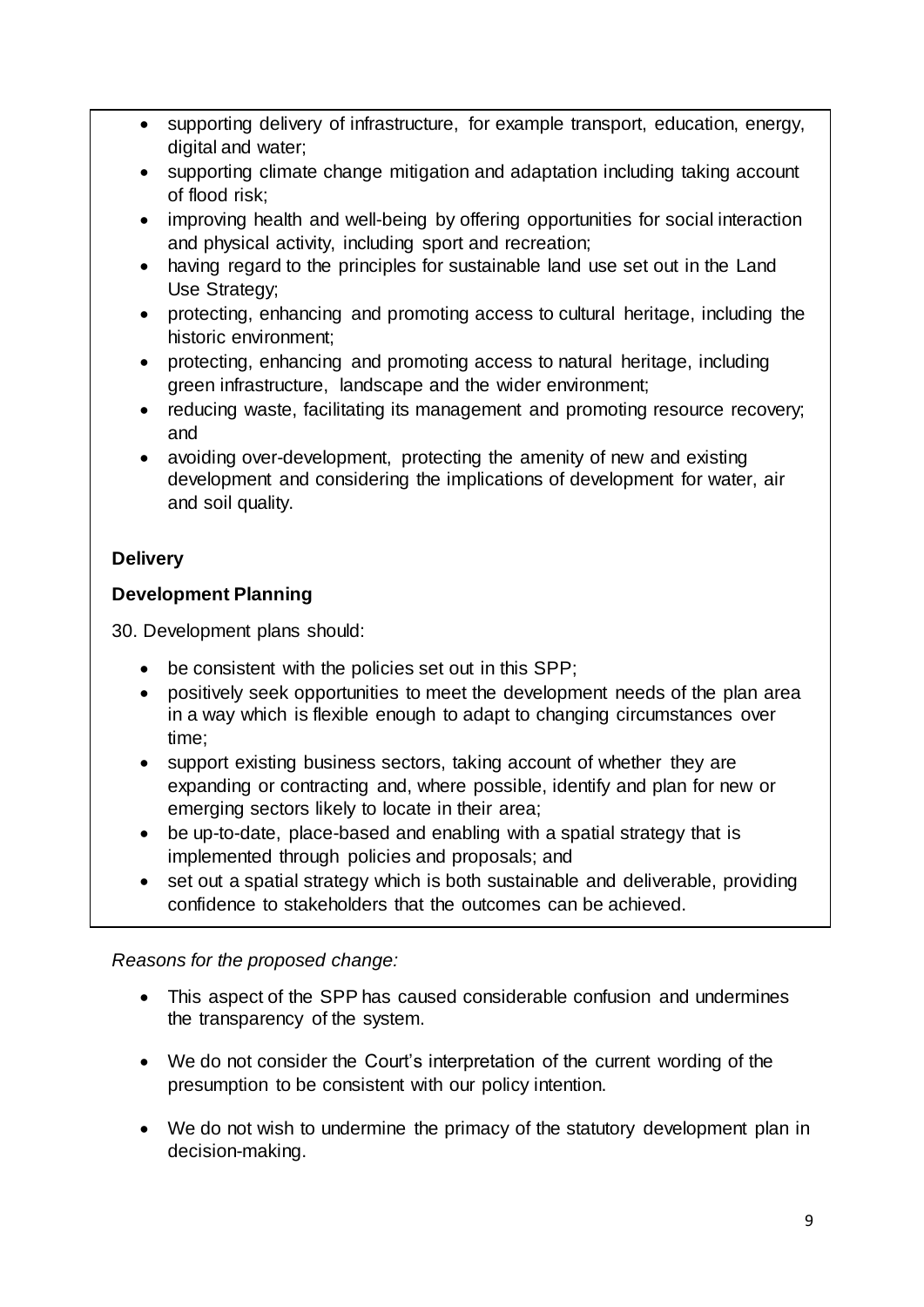- supporting delivery of infrastructure, for example transport, education, energy, digital and water;
- supporting climate change mitigation and adaptation including taking account of flood risk;
- improving health and well-being by offering opportunities for social interaction and physical activity, including sport and recreation;
- having regard to the principles for sustainable land use set out in the Land Use Strategy;
- protecting, enhancing and promoting access to cultural heritage, including the historic environment;
- protecting, enhancing and promoting access to natural heritage, including green infrastructure, landscape and the wider environment;
- reducing waste, facilitating its management and promoting resource recovery; and
- avoiding over-development, protecting the amenity of new and existing development and considering the implications of development for water, air and soil quality.

**Delivery**

**Development Planning**

30. Development plans should:

- be consistent with the policies set out in this SPP;
- positively seek opportunities to meet the development needs of the plan area in a way which is flexible enough to adapt to changing circumstances over time;
- support existing business sectors, taking account of whether they are expanding or contracting and, where possible, identify and plan for new or emerging sectors likely to locate in their area;
- be up-to-date, place-based and enabling with a spatial strategy that is implemented through policies and proposals; and
- set out a spatial strategy which is both sustainable and deliverable, providing confidence to stakeholders that the outcomes can be achieved.

*Reasons for the proposed change:*

- This aspect of the SPP has caused considerable confusion and undermines the transparency of the system.
- We do not consider the Court's interpretation of the current wording of the presumption to be consistent with our policy intention.
- We do not wish to undermine the primacy of the statutory development plan in decision-making.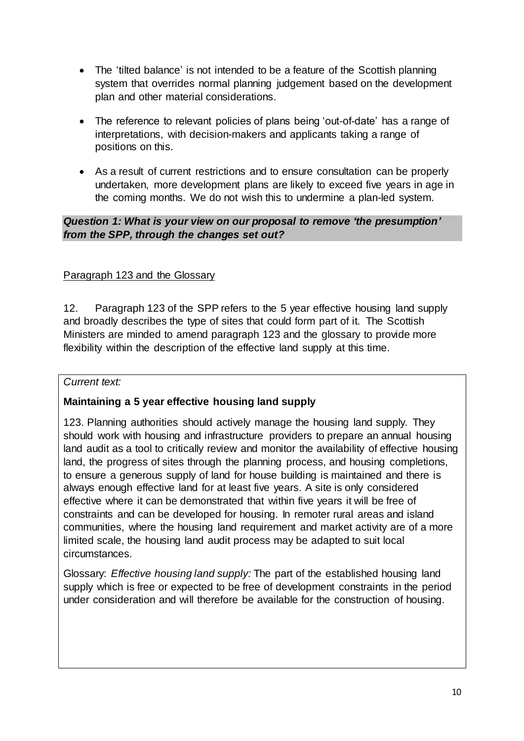- The 'tilted balance' is not intended to be a feature of the Scottish planning system that overrides normal planning judgement based on the development plan and other material considerations.
- The reference to relevant policies of plans being 'out-of-date' has a range of interpretations, with decision-makers and applicants taking a range of positions on this.
- As a result of current restrictions and to ensure consultation can be properly undertaken, more development plans are likely to exceed five years in age in the coming months. We do not wish this to undermine a plan-led system.

***Question 1: What is your view on our proposal to remove 'the presumption' from the SPP, through the changes set out?***

<u>Paragraph 123 and the Glossary</u>

12. Paragraph 123 of the SPP refers to the 5 year effective housing land supply and broadly describes the type of sites that could form part of it. The Scottish Ministers are minded to amend paragraph 123 and the glossary to provide more flexibility within the description of the effective land supply at this time.

*Current text:*

**Maintaining a 5 year effective housing land supply**

123. Planning authorities should actively manage the housing land supply. They should work with housing and infrastructure providers to prepare an annual housing land audit as a tool to critically review and monitor the availability of effective housing land, the progress of sites through the planning process, and housing completions, to ensure a generous supply of land for house building is maintained and there is always enough effective land for at least five years. A site is only considered effective where it can be demonstrated that within five years it will be free of constraints and can be developed for housing. In remoter rural areas and island communities, where the housing land requirement and market activity are of a more limited scale, the housing land audit process may be adapted to suit local circumstances.

Glossary: *Effective housing land supply:* The part of the established housing land supply which is free or expected to be free of development constraints in the period under consideration and will therefore be available for the construction of housing.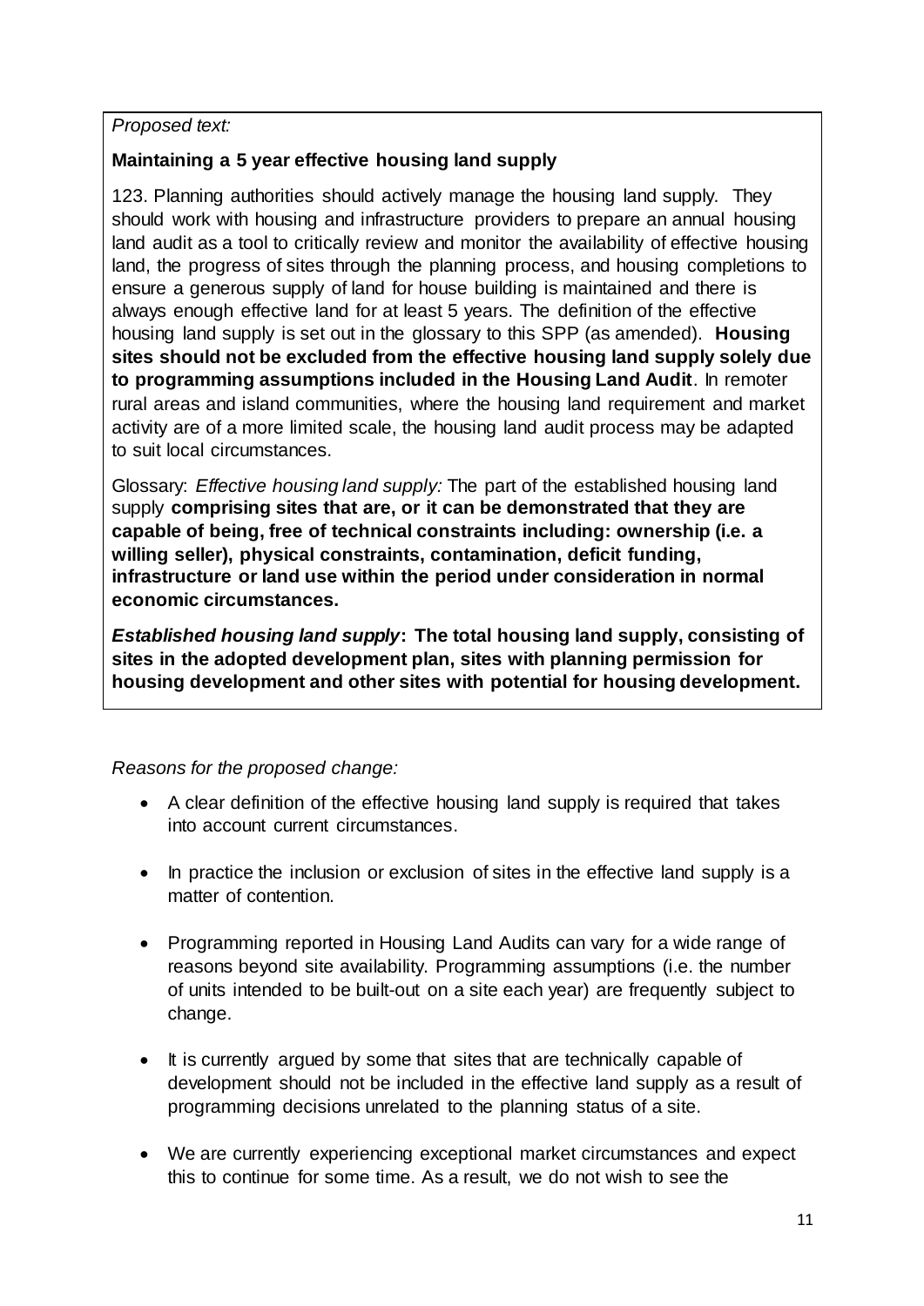*Proposed text:*

**Maintaining a 5 year effective housing land supply**

123. Planning authorities should actively manage the housing land supply. They should work with housing and infrastructure providers to prepare an annual housing land audit as a tool to critically review and monitor the availability of effective housing land, the progress of sites through the planning process, and housing completions to ensure a generous supply of land for house building is maintained and there is always enough effective land for at least 5 years. The definition of the effective housing land supply is set out in the glossary to this SPP (as amended). **Housing sites should not be excluded from the effective housing land supply solely due to programming assumptions included in the Housing Land Audit**. In remoter rural areas and island communities, where the housing land requirement and market activity are of a more limited scale, the housing land audit process may be adapted to suit local circumstances.

Glossary: *Effective housing land supply:* The part of the established housing land supply **comprising sites that are, or it can be demonstrated that they are capable of being, free of technical constraints including: ownership (i.e. a willing seller), physical constraints, contamination, deficit funding, infrastructure or land use within the period under consideration in normal economic circumstances.**

***Established housing land supply*: The total housing land supply, consisting of sites in the adopted development plan, sites with planning permission for housing development and other sites with potential for housing development.**

*Reasons for the proposed change:*

- A clear definition of the effective housing land supply is required that takes into account current circumstances.
- In practice the inclusion or exclusion of sites in the effective land supply is a matter of contention.
- Programming reported in Housing Land Audits can vary for a wide range of reasons beyond site availability. Programming assumptions (i.e. the number of units intended to be built-out on a site each year) are frequently subject to change.
- It is currently argued by some that sites that are technically capable of development should not be included in the effective land supply as a result of programming decisions unrelated to the planning status of a site.
- We are currently experiencing exceptional market circumstances and expect this to continue for some time. As a result, we do not wish to see the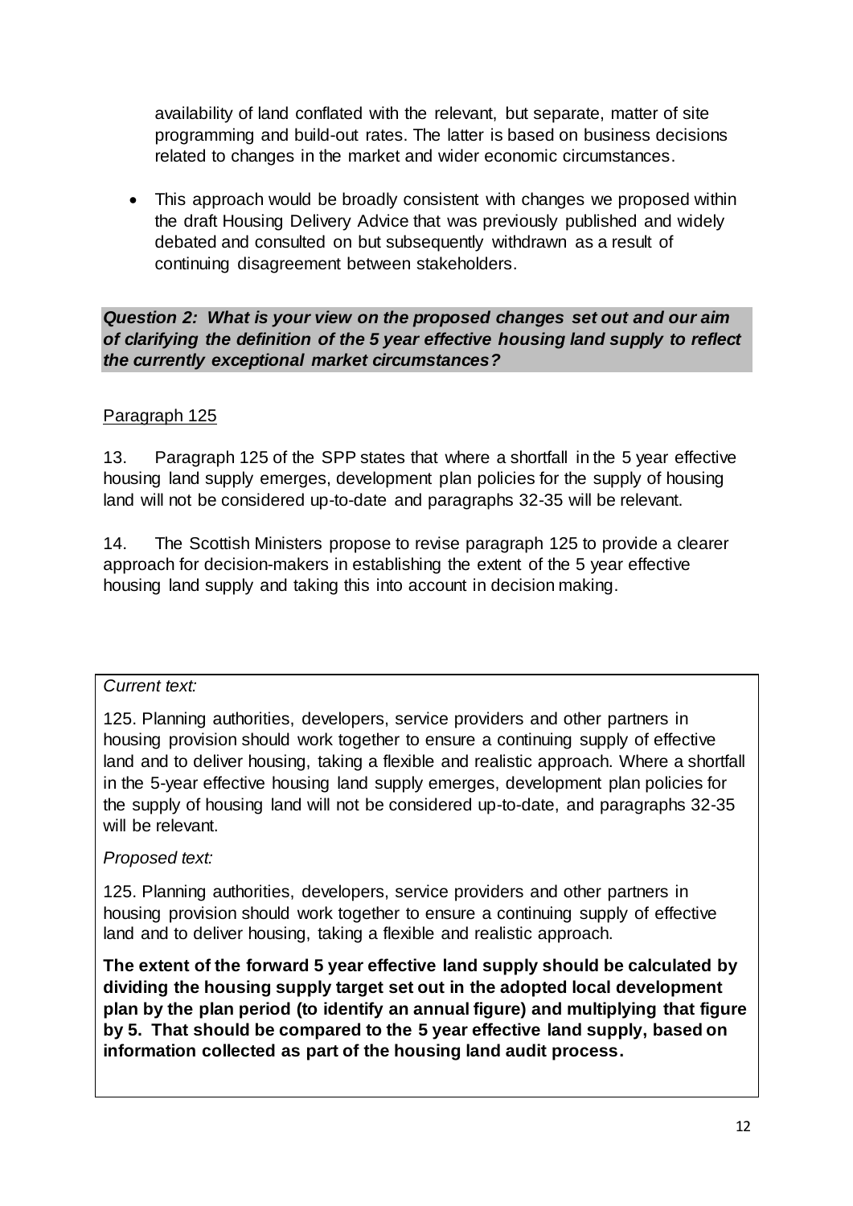availability of land conflated with the relevant, but separate, matter of site programming and build-out rates. The latter is based on business decisions related to changes in the market and wider economic circumstances.

- This approach would be broadly consistent with changes we proposed within the draft Housing Delivery Advice that was previously published and widely debated and consulted on but subsequently withdrawn as a result of continuing disagreement between stakeholders.

***Question 2: What is your view on the proposed changes set out and our aim of clarifying the definition of the 5 year effective housing land supply to reflect the currently exceptional market circumstances?***

Paragraph 125

13. Paragraph 125 of the SPP states that where a shortfall in the 5 year effective housing land supply emerges, development plan policies for the supply of housing land will not be considered up-to-date and paragraphs 32-35 will be relevant.

14. The Scottish Ministers propose to revise paragraph 125 to provide a clearer approach for decision-makers in establishing the extent of the 5 year effective housing land supply and taking this into account in decision making.

*Current text:*

125. Planning authorities, developers, service providers and other partners in housing provision should work together to ensure a continuing supply of effective land and to deliver housing, taking a flexible and realistic approach. Where a shortfall in the 5-year effective housing land supply emerges, development plan policies for the supply of housing land will not be considered up-to-date, and paragraphs 32-35 will be relevant.

*Proposed text:*

125. Planning authorities, developers, service providers and other partners in housing provision should work together to ensure a continuing supply of effective land and to deliver housing, taking a flexible and realistic approach.

**The extent of the forward 5 year effective land supply should be calculated by dividing the housing supply target set out in the adopted local development plan by the plan period (to identify an annual figure) and multiplying that figure by 5. That should be compared to the 5 year effective land supply, based on information collected as part of the housing land audit process.**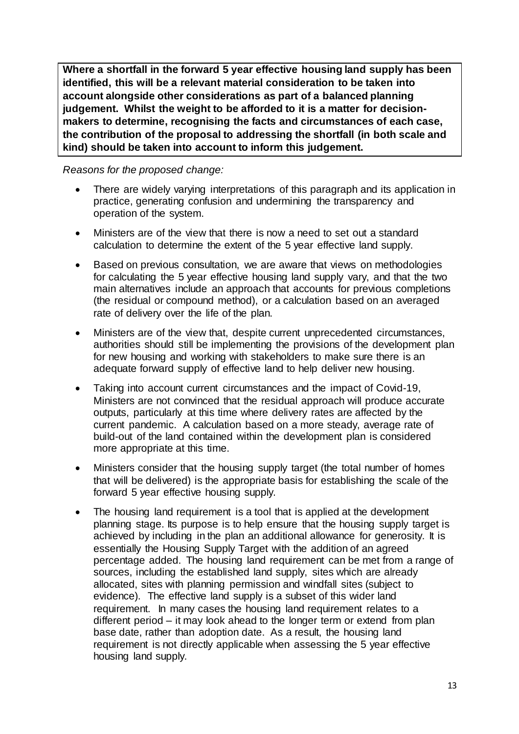**Where a shortfall in the forward 5 year effective housing land supply has been identified, this will be a relevant material consideration to be taken into account alongside other considerations as part of a balanced planning judgement. Whilst the weight to be afforded to it is a matter for decision-makers to determine, recognising the facts and circumstances of each case, the contribution of the proposal to addressing the shortfall (in both scale and kind) should be taken into account to inform this judgement.**

*Reasons for the proposed change:*

- There are widely varying interpretations of this paragraph and its application in practice, generating confusion and undermining the transparency and operation of the system.
- Ministers are of the view that there is now a need to set out a standard calculation to determine the extent of the 5 year effective land supply.
- Based on previous consultation, we are aware that views on methodologies for calculating the 5 year effective housing land supply vary, and that the two main alternatives include an approach that accounts for previous completions (the residual or compound method), or a calculation based on an averaged rate of delivery over the life of the plan.
- Ministers are of the view that, despite current unprecedented circumstances, authorities should still be implementing the provisions of the development plan for new housing and working with stakeholders to make sure there is an adequate forward supply of effective land to help deliver new housing.
- Taking into account current circumstances and the impact of Covid-19, Ministers are not convinced that the residual approach will produce accurate outputs, particularly at this time where delivery rates are affected by the current pandemic. A calculation based on a more steady, average rate of build-out of the land contained within the development plan is considered more appropriate at this time.
- Ministers consider that the housing supply target (the total number of homes that will be delivered) is the appropriate basis for establishing the scale of the forward 5 year effective housing supply.
- The housing land requirement is a tool that is applied at the development planning stage. Its purpose is to help ensure that the housing supply target is achieved by including in the plan an additional allowance for generosity. It is essentially the Housing Supply Target with the addition of an agreed percentage added. The housing land requirement can be met from a range of sources, including the established land supply, sites which are already allocated, sites with planning permission and windfall sites (subject to evidence). The effective land supply is a subset of this wider land requirement. In many cases the housing land requirement relates to a different period – it may look ahead to the longer term or extend from plan base date, rather than adoption date. As a result, the housing land requirement is not directly applicable when assessing the 5 year effective housing land supply.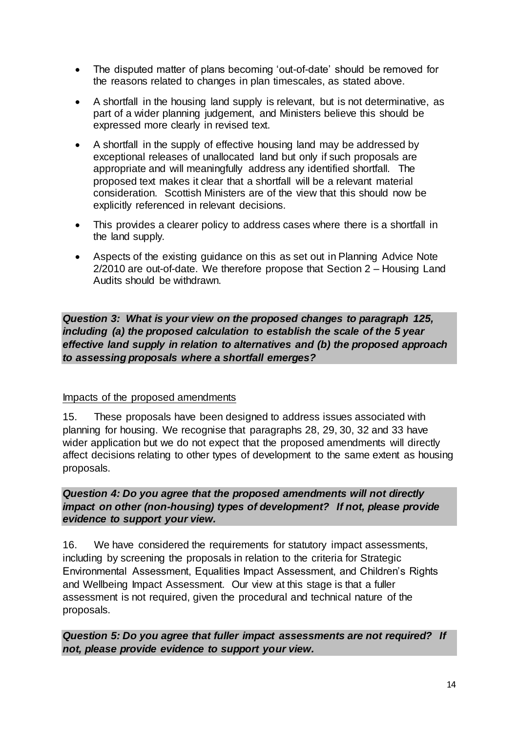- The disputed matter of plans becoming 'out-of-date' should be removed for the reasons related to changes in plan timescales, as stated above.
- A shortfall in the housing land supply is relevant, but is not determinative, as part of a wider planning judgement, and Ministers believe this should be expressed more clearly in revised text.
- A shortfall in the supply of effective housing land may be addressed by exceptional releases of unallocated land but only if such proposals are appropriate and will meaningfully address any identified shortfall. The proposed text makes it clear that a shortfall will be a relevant material consideration. Scottish Ministers are of the view that this should now be explicitly referenced in relevant decisions.
- This provides a clearer policy to address cases where there is a shortfall in the land supply.
- Aspects of the existing guidance on this as set out in Planning Advice Note 2/2010 are out-of-date. We therefore propose that Section 2 – Housing Land Audits should be withdrawn.

***Question 3: What is your view on the proposed changes to paragraph 125, including (a) the proposed calculation to establish the scale of the 5 year effective land supply in relation to alternatives and (b) the proposed approach to assessing proposals where a shortfall emerges?***

Impacts of the proposed amendments

15. These proposals have been designed to address issues associated with planning for housing. We recognise that paragraphs 28, 29, 30, 32 and 33 have wider application but we do not expect that the proposed amendments will directly affect decisions relating to other types of development to the same extent as housing proposals.

***Question 4: Do you agree that the proposed amendments will not directly impact on other (non-housing) types of development? If not, please provide evidence to support your view.***

16. We have considered the requirements for statutory impact assessments, including by screening the proposals in relation to the criteria for Strategic Environmental Assessment, Equalities Impact Assessment, and Children's Rights and Wellbeing Impact Assessment. Our view at this stage is that a fuller assessment is not required, given the procedural and technical nature of the proposals.

***Question 5: Do you agree that fuller impact assessments are not required? If not, please provide evidence to support your view.***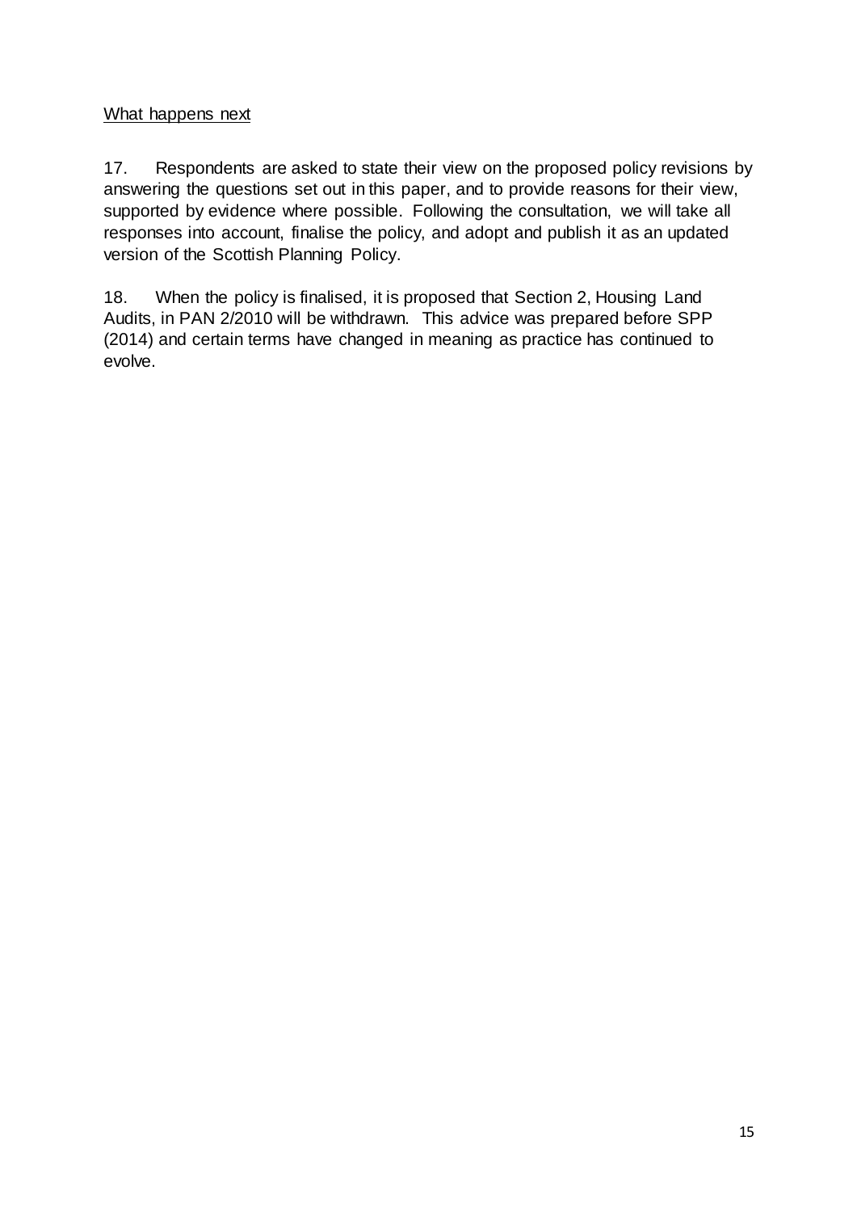<u>What happens next</u>

17. Respondents are asked to state their view on the proposed policy revisions by answering the questions set out in this paper, and to provide reasons for their view, supported by evidence where possible. Following the consultation, we will take all responses into account, finalise the policy, and adopt and publish it as an updated version of the Scottish Planning Policy.

18. When the policy is finalised, it is proposed that Section 2, Housing Land Audits, in PAN 2/2010 will be withdrawn. This advice was prepared before SPP (2014) and certain terms have changed in meaning as practice has continued to evolve.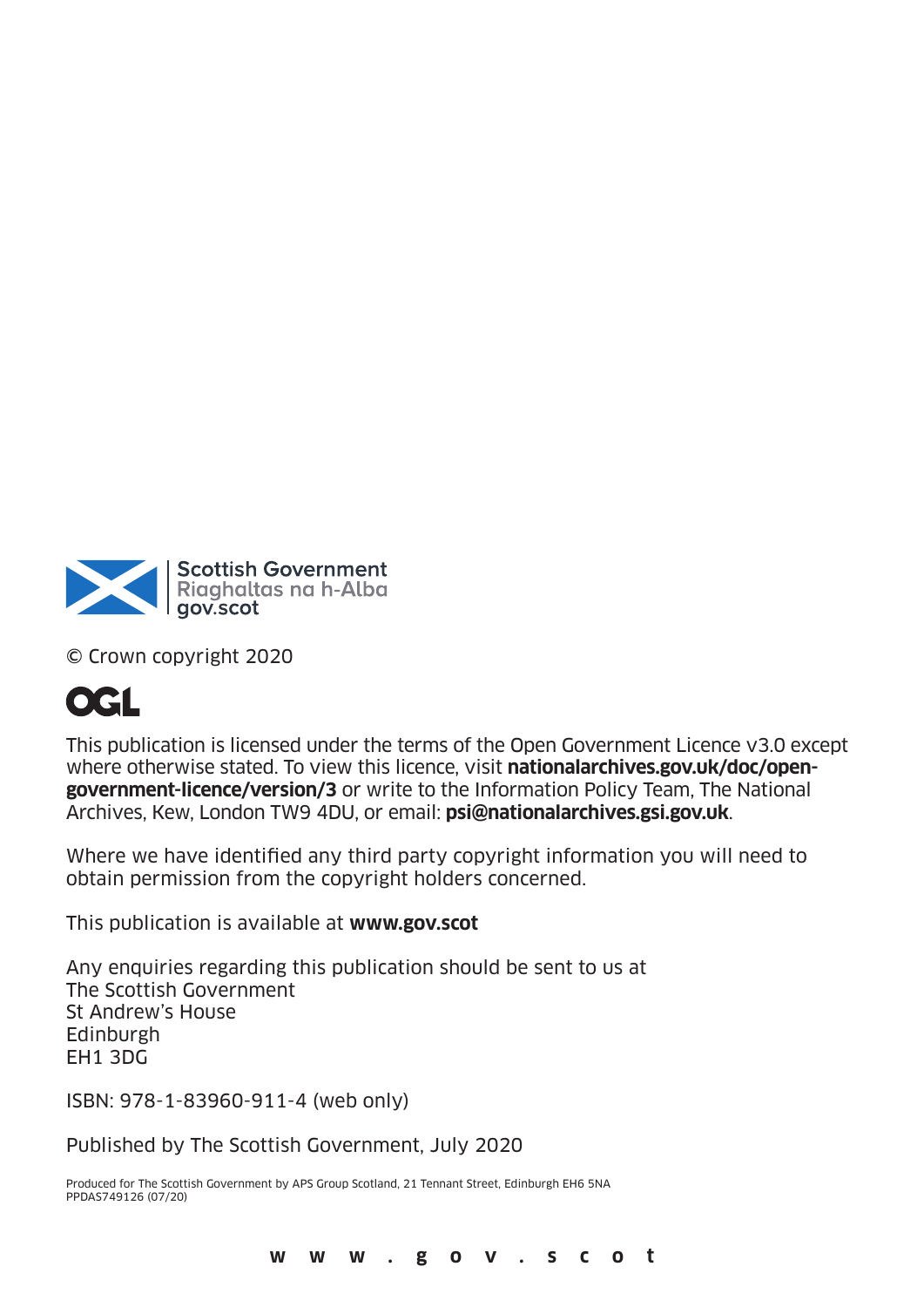Scottish Government
Riaghaltas na h-Alba
gov.scot

© Crown copyright 2020

OGL

This publication is licensed under the terms of the Open Government Licence v3.0 except where otherwise stated. To view this licence, visit **nationalarchives.gov.uk/doc/open-government-licence/version/3** or write to the Information Policy Team, The National Archives, Kew, London TW9 4DU, or email: **psi@nationalarchives.gsi.gov.uk**.

Where we have identified any third party copyright information you will need to obtain permission from the copyright holders concerned.

This publication is available at **www.gov.scot**

Any enquiries regarding this publication should be sent to us at
The Scottish Government
St Andrew's House
Edinburgh
EH1 3DG

ISBN: 978-1-83960-911-4 (web only)

Published by The Scottish Government, July 2020

Produced for The Scottish Government by APS Group Scotland, 21 Tennant Street, Edinburgh EH6 5NA
PPDAS749126 (07/20)

**w w w . g o v . s c o t**